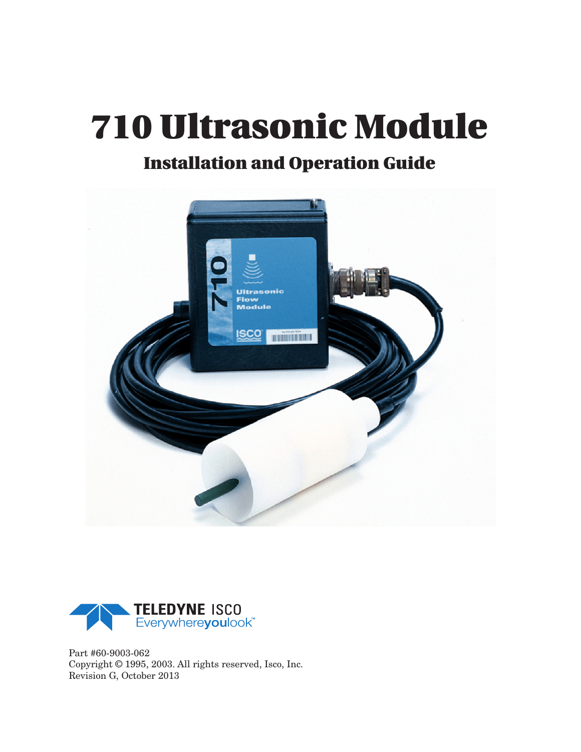# 710 Ultrasonic Module

## Installation and Operation Guide

TELEDYNE ISCO
Everywhereyoulook™

Part #60-9003-062
Copyright © 1995, 2003. All rights reserved, Isco, Inc.
Revision G, October 2013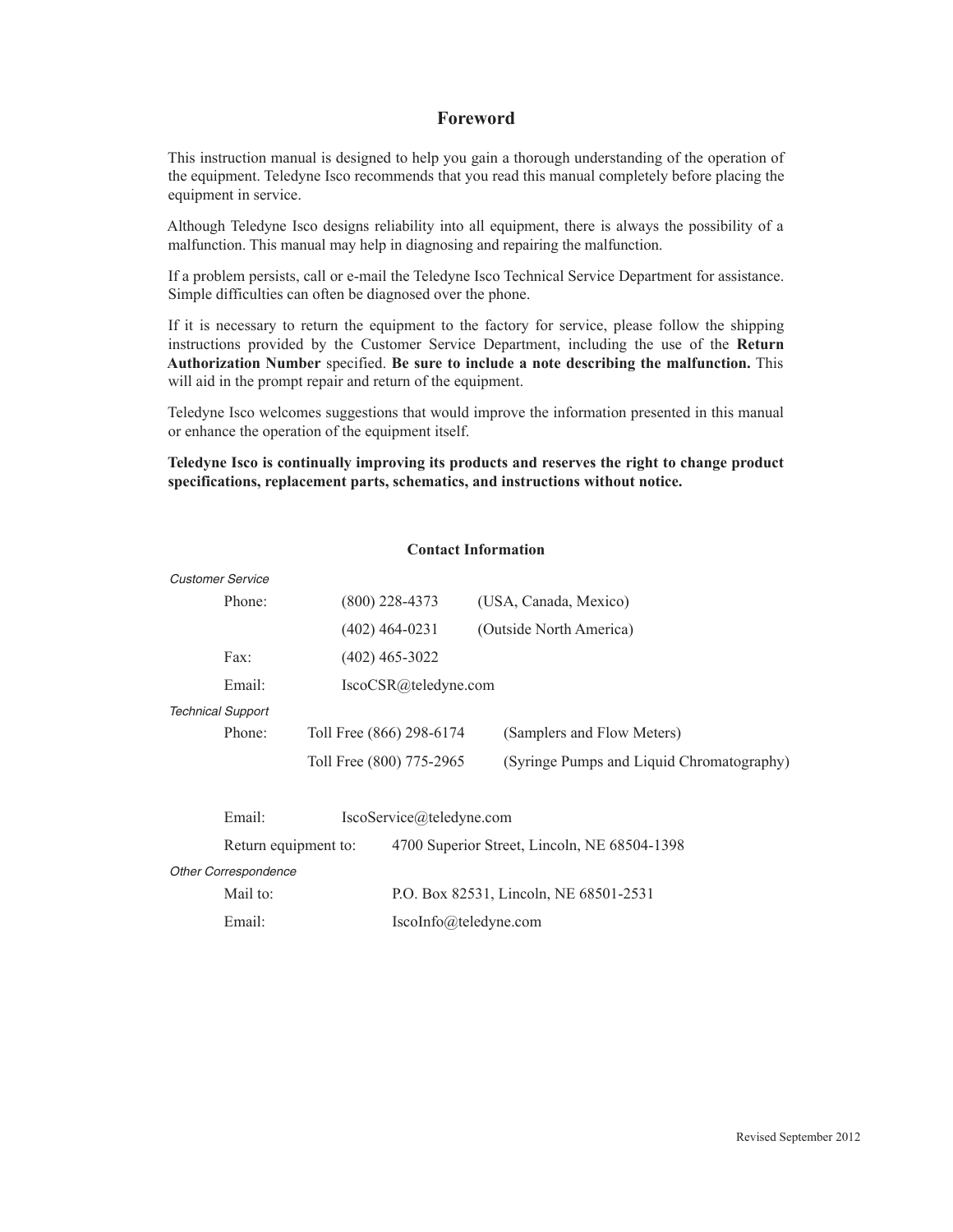# Foreword

This instruction manual is designed to help you gain a thorough understanding of the operation of the equipment. Teledyne Isco recommends that you read this manual completely before placing the equipment in service.

Although Teledyne Isco designs reliability into all equipment, there is always the possibility of a malfunction. This manual may help in diagnosing and repairing the malfunction.

If a problem persists, call or e-mail the Teledyne Isco Technical Service Department for assistance. Simple difficulties can often be diagnosed over the phone.

If it is necessary to return the equipment to the factory for service, please follow the shipping instructions provided by the Customer Service Department, including the use of the **Return Authorization Number** specified. **Be sure to include a note describing the malfunction.** This will aid in the prompt repair and return of the equipment.

Teledyne Isco welcomes suggestions that would improve the information presented in this manual or enhance the operation of the equipment itself.

**Teledyne Isco is continually improving its products and reserves the right to change product specifications, replacement parts, schematics, and instructions without notice.**

## Contact Information

*Customer Service*

| | | |
|---|---|---|
| Phone: | (800) 228-4373 | (USA, Canada, Mexico) |
| | (402) 464-0231 | (Outside North America) |
| Fax: | (402) 465-3022 | |
| Email: | IscoCSR@teledyne.com | |

*Technical Support*

| | | |
|---|---|---|
| Phone: | Toll Free (866) 298-6174 | (Samplers and Flow Meters) |
| | Toll Free (800) 775-2965 | (Syringe Pumps and Liquid Chromatography) |
| Email: | IscoService@teledyne.com | |
| Return equipment to: | 4700 Superior Street, Lincoln, NE 68504-1398 | |

*Other Correspondence*

| | |
|---|---|
| Mail to: | P.O. Box 82531, Lincoln, NE 68501-2531 |
| Email: | IscoInfo@teledyne.com |

Revised September 2012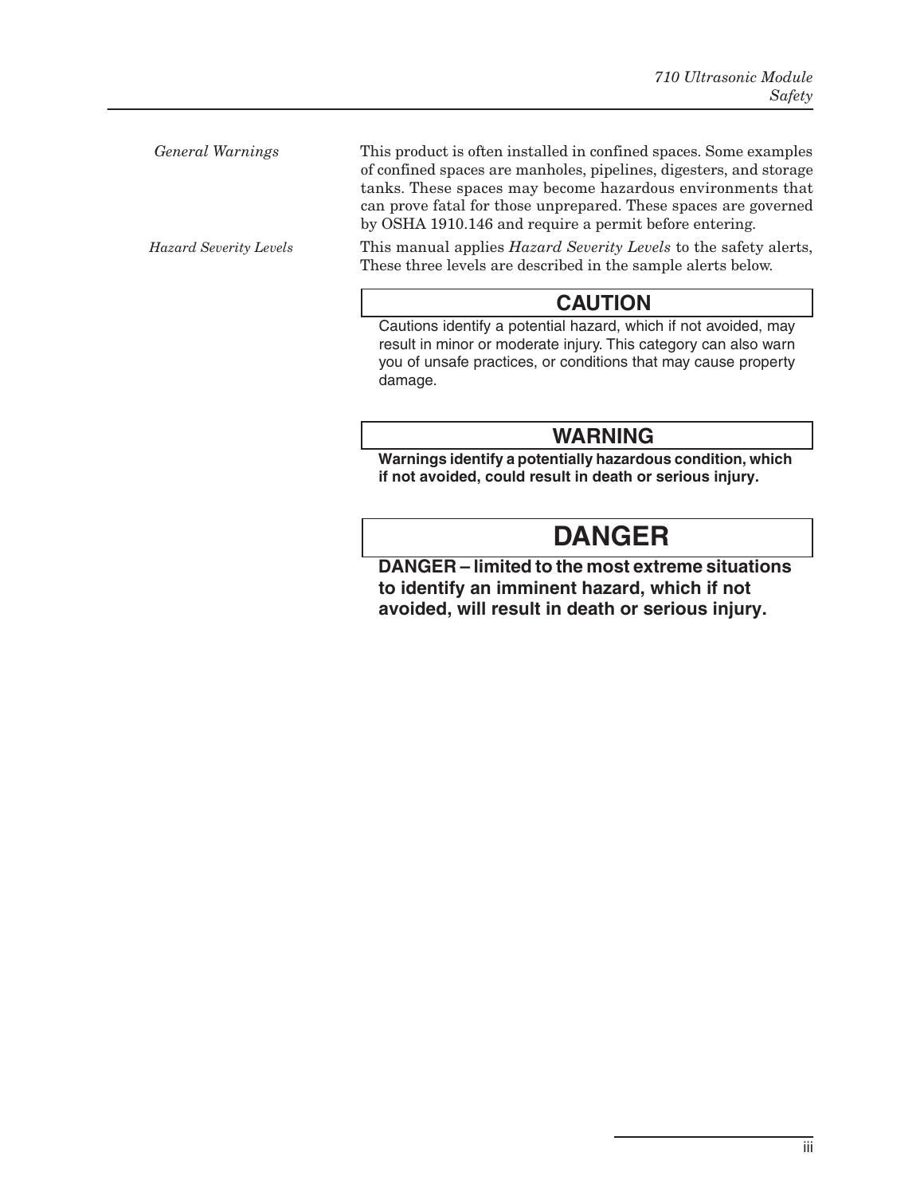*General Warnings*

This product is often installed in confined spaces. Some examples of confined spaces are manholes, pipelines, digesters, and storage tanks. These spaces may become hazardous environments that can prove fatal for those unprepared. These spaces are governed by OSHA 1910.146 and require a permit before entering.

*Hazard Severity Levels*

This manual applies *Hazard Severity Levels* to the safety alerts, These three levels are described in the sample alerts below.

**CAUTION**

Cautions identify a potential hazard, which if not avoided, may result in minor or moderate injury. This category can also warn you of unsafe practices, or conditions that may cause property damage.

**WARNING**

**Warnings identify a potentially hazardous condition, which if not avoided, could result in death or serious injury.**

**DANGER**

**DANGER – limited to the most extreme situations to identify an imminent hazard, which if not avoided, will result in death or serious injury.**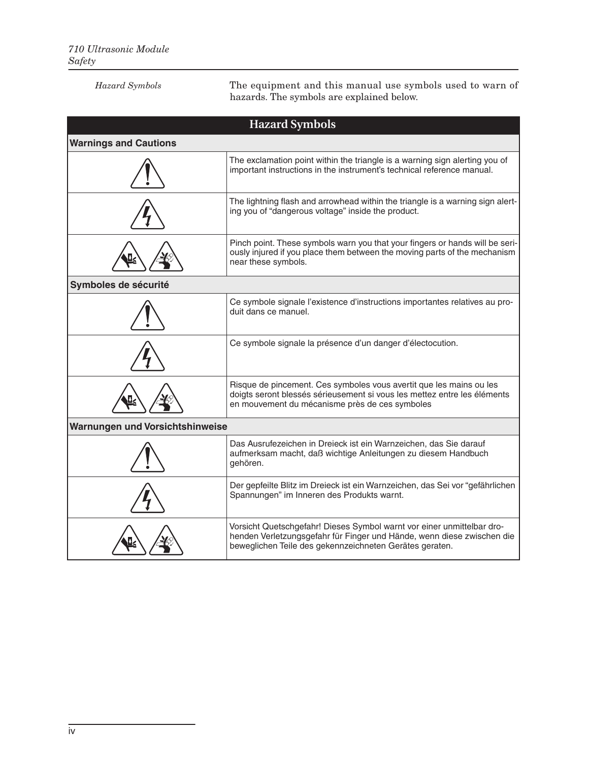*Hazard Symbols*

The equipment and this manual use symbols used to warn of hazards. The symbols are explained below.

| Hazard Symbols | |
|---|---|
| **Warnings and Cautions** | |
| | The exclamation point within the triangle is a warning sign alerting you of important instructions in the instrument's technical reference manual. |
| | The lightning flash and arrowhead within the triangle is a warning sign alerting you of "dangerous voltage" inside the product. |
| | Pinch point. These symbols warn you that your fingers or hands will be seriously injured if you place them between the moving parts of the mechanism near these symbols. |
| **Symboles de sécurité** | |
| | Ce symbole signale l'existence d'instructions importantes relatives au produit dans ce manuel. |
| | Ce symbole signale la présence d'un danger d'électocution. |
| | Risque de pincement. Ces symboles vous avertit que les mains ou les doigts seront blessés sérieusement si vous les mettez entre les éléments en mouvement du mécanisme près de ces symboles |
| **Warnungen und Vorsichtshinweise** | |
| | Das Ausrufezeichen in Dreieck ist ein Warnzeichen, das Sie darauf aufmerksam macht, daß wichtige Anleitungen zu diesem Handbuch gehören. |
| | Der gepfeilte Blitz im Dreieck ist ein Warnzeichen, das Sei vor "gefährlichen Spannungen" im Inneren des Produkts warnt. |
| | Vorsicht Quetschgefahr! Dieses Symbol warnt vor einer unmittelbar drohenden Verletzungsgefahr für Finger und Hände, wenn diese zwischen die beweglichen Teile des gekennzeichneten Gerätes geraten. |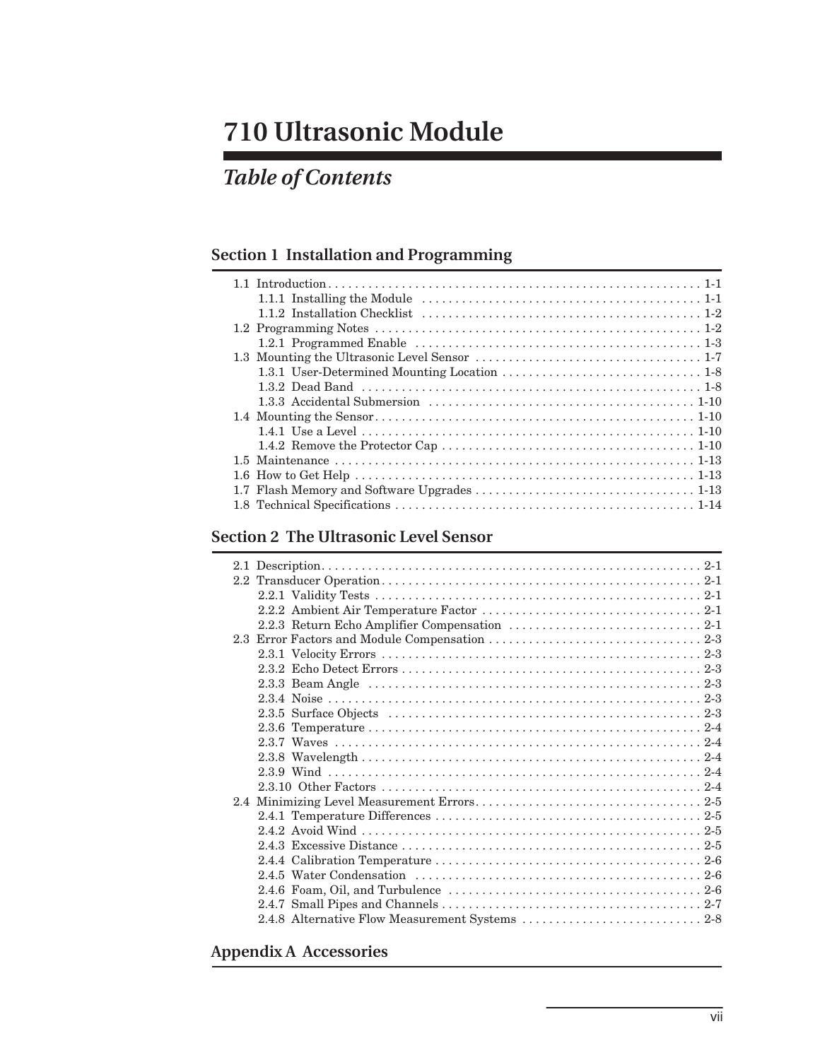# 710 Ultrasonic Module

## *Table of Contents*

### Section 1 Installation and Programming

- 1.1 Introduction . . . . . . . . . . . . . . . . . . . . . . . . . . . . . . . . . . . . . . . . . . . . . . . . . . . . . . . 1-1
  - 1.1.1 Installing the Module . . . . . . . . . . . . . . . . . . . . . . . . . . . . . . . . . . . . . . . . . 1-1
  - 1.1.2 Installation Checklist . . . . . . . . . . . . . . . . . . . . . . . . . . . . . . . . . . . . . . . . . 1-2
- 1.2 Programming Notes . . . . . . . . . . . . . . . . . . . . . . . . . . . . . . . . . . . . . . . . . . . . . . . . 1-2
  - 1.2.1 Programmed Enable . . . . . . . . . . . . . . . . . . . . . . . . . . . . . . . . . . . . . . . . . . 1-3
- 1.3 Mounting the Ultrasonic Level Sensor . . . . . . . . . . . . . . . . . . . . . . . . . . . . . . . . . 1-7
  - 1.3.1 User-Determined Mounting Location . . . . . . . . . . . . . . . . . . . . . . . . . . . . . 1-8
  - 1.3.2 Dead Band . . . . . . . . . . . . . . . . . . . . . . . . . . . . . . . . . . . . . . . . . . . . . . . . . . 1-8
  - 1.3.3 Accidental Submersion . . . . . . . . . . . . . . . . . . . . . . . . . . . . . . . . . . . . . . . 1-10
- 1.4 Mounting the Sensor . . . . . . . . . . . . . . . . . . . . . . . . . . . . . . . . . . . . . . . . . . . . . . . 1-10
  - 1.4.1 Use a Level . . . . . . . . . . . . . . . . . . . . . . . . . . . . . . . . . . . . . . . . . . . . . . . . . 1-10
  - 1.4.2 Remove the Protector Cap . . . . . . . . . . . . . . . . . . . . . . . . . . . . . . . . . . . . . 1-10
- 1.5 Maintenance . . . . . . . . . . . . . . . . . . . . . . . . . . . . . . . . . . . . . . . . . . . . . . . . . . . . . 1-13
- 1.6 How to Get Help . . . . . . . . . . . . . . . . . . . . . . . . . . . . . . . . . . . . . . . . . . . . . . . . . . 1-13
- 1.7 Flash Memory and Software Upgrades . . . . . . . . . . . . . . . . . . . . . . . . . . . . . . . . 1-13
- 1.8 Technical Specifications . . . . . . . . . . . . . . . . . . . . . . . . . . . . . . . . . . . . . . . . . . . . 1-14

### Section 2 The Ultrasonic Level Sensor

- 2.1 Description . . . . . . . . . . . . . . . . . . . . . . . . . . . . . . . . . . . . . . . . . . . . . . . . . . . . . . . . 2-1
- 2.2 Transducer Operation . . . . . . . . . . . . . . . . . . . . . . . . . . . . . . . . . . . . . . . . . . . . . . . . 2-1
  - 2.2.1 Validity Tests . . . . . . . . . . . . . . . . . . . . . . . . . . . . . . . . . . . . . . . . . . . . . . . . . 2-1
  - 2.2.2 Ambient Air Temperature Factor . . . . . . . . . . . . . . . . . . . . . . . . . . . . . . . . . 2-1
  - 2.2.3 Return Echo Amplifier Compensation . . . . . . . . . . . . . . . . . . . . . . . . . . . . . 2-1
- 2.3 Error Factors and Module Compensation . . . . . . . . . . . . . . . . . . . . . . . . . . . . . . . 2-3
  - 2.3.1 Velocity Errors . . . . . . . . . . . . . . . . . . . . . . . . . . . . . . . . . . . . . . . . . . . . . . . . 2-3
  - 2.3.2 Echo Detect Errors . . . . . . . . . . . . . . . . . . . . . . . . . . . . . . . . . . . . . . . . . . . . . 2-3
  - 2.3.3 Beam Angle . . . . . . . . . . . . . . . . . . . . . . . . . . . . . . . . . . . . . . . . . . . . . . . . . . 2-3
  - 2.3.4 Noise . . . . . . . . . . . . . . . . . . . . . . . . . . . . . . . . . . . . . . . . . . . . . . . . . . . . . . . . 2-3
  - 2.3.5 Surface Objects . . . . . . . . . . . . . . . . . . . . . . . . . . . . . . . . . . . . . . . . . . . . . . . 2-3
  - 2.3.6 Temperature . . . . . . . . . . . . . . . . . . . . . . . . . . . . . . . . . . . . . . . . . . . . . . . . . . 2-4
  - 2.3.7 Waves . . . . . . . . . . . . . . . . . . . . . . . . . . . . . . . . . . . . . . . . . . . . . . . . . . . . . . . 2-4
  - 2.3.8 Wavelength . . . . . . . . . . . . . . . . . . . . . . . . . . . . . . . . . . . . . . . . . . . . . . . . . . . 2-4
  - 2.3.9 Wind . . . . . . . . . . . . . . . . . . . . . . . . . . . . . . . . . . . . . . . . . . . . . . . . . . . . . . . . 2-4
  - 2.3.10 Other Factors . . . . . . . . . . . . . . . . . . . . . . . . . . . . . . . . . . . . . . . . . . . . . . . . 2-4
- 2.4 Minimizing Level Measurement Errors . . . . . . . . . . . . . . . . . . . . . . . . . . . . . . . . . 2-5
  - 2.4.1 Temperature Differences . . . . . . . . . . . . . . . . . . . . . . . . . . . . . . . . . . . . . . . . 2-5
  - 2.4.2 Avoid Wind . . . . . . . . . . . . . . . . . . . . . . . . . . . . . . . . . . . . . . . . . . . . . . . . . . . 2-5
  - 2.4.3 Excessive Distance . . . . . . . . . . . . . . . . . . . . . . . . . . . . . . . . . . . . . . . . . . . . . 2-5
  - 2.4.4 Calibration Temperature . . . . . . . . . . . . . . . . . . . . . . . . . . . . . . . . . . . . . . . . 2-6
  - 2.4.5 Water Condensation . . . . . . . . . . . . . . . . . . . . . . . . . . . . . . . . . . . . . . . . . . . 2-6
  - 2.4.6 Foam, Oil, and Turbulence . . . . . . . . . . . . . . . . . . . . . . . . . . . . . . . . . . . . . . 2-6
  - 2.4.7 Small Pipes and Channels . . . . . . . . . . . . . . . . . . . . . . . . . . . . . . . . . . . . . . . 2-7
  - 2.4.8 Alternative Flow Measurement Systems . . . . . . . . . . . . . . . . . . . . . . . . . . . 2-8

### Appendix A Accessories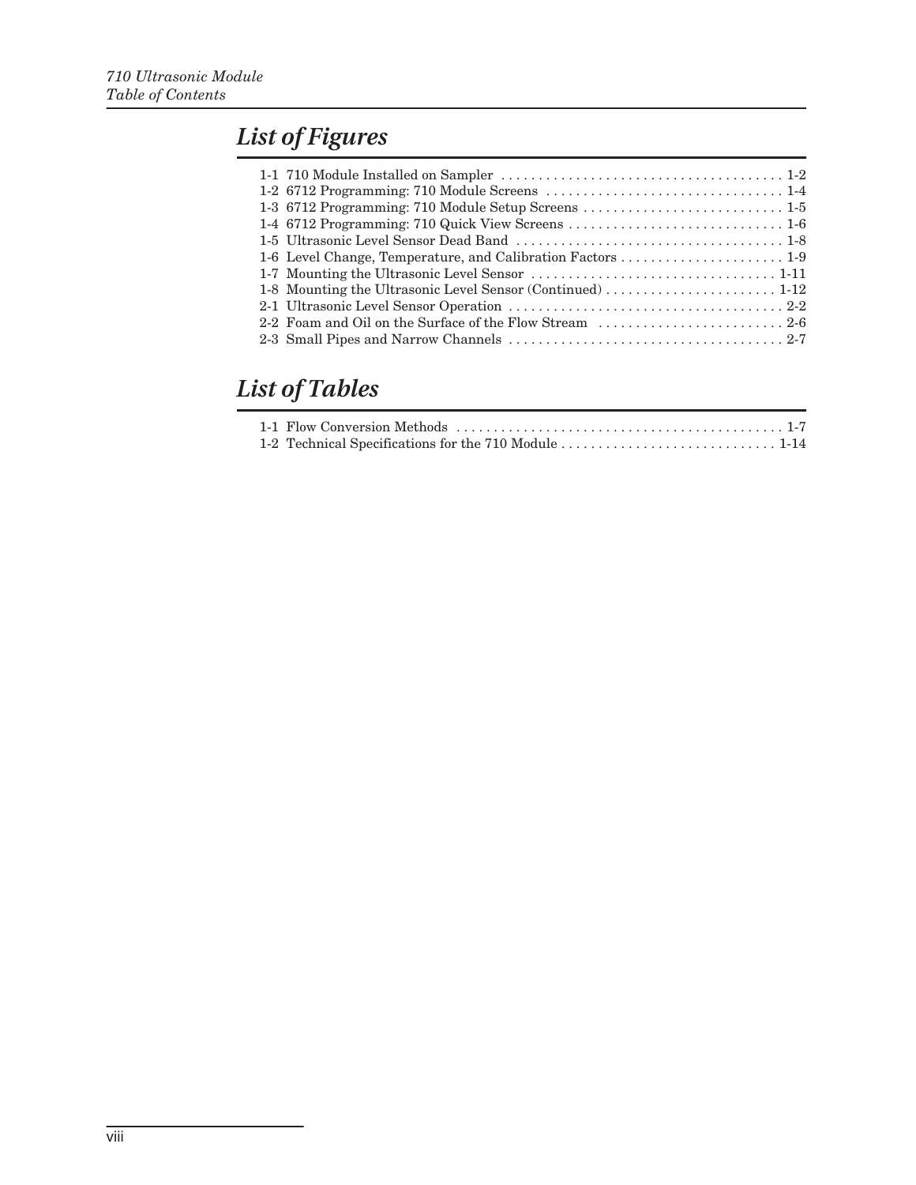## List of Figures

1-1 710 Module Installed on Sampler . . . . . . . . . . . . . . . . . . . . . . . . . . . . . . . . . . . . . 1-2
1-2 6712 Programming: 710 Module Screens . . . . . . . . . . . . . . . . . . . . . . . . . . . . . . . . 1-4
1-3 6712 Programming: 710 Module Setup Screens . . . . . . . . . . . . . . . . . . . . . . . . . . . 1-5
1-4 6712 Programming: 710 Quick View Screens . . . . . . . . . . . . . . . . . . . . . . . . . . . . . 1-6
1-5 Ultrasonic Level Sensor Dead Band . . . . . . . . . . . . . . . . . . . . . . . . . . . . . . . . . . . 1-8
1-6 Level Change, Temperature, and Calibration Factors . . . . . . . . . . . . . . . . . . . . . . 1-9
1-7 Mounting the Ultrasonic Level Sensor . . . . . . . . . . . . . . . . . . . . . . . . . . . . . . . . 1-11
1-8 Mounting the Ultrasonic Level Sensor (Continued) . . . . . . . . . . . . . . . . . . . . . . . 1-12
2-1 Ultrasonic Level Sensor Operation . . . . . . . . . . . . . . . . . . . . . . . . . . . . . . . . . . . . 2-2
2-2 Foam and Oil on the Surface of the Flow Stream . . . . . . . . . . . . . . . . . . . . . . . . . 2-6
2-3 Small Pipes and Narrow Channels . . . . . . . . . . . . . . . . . . . . . . . . . . . . . . . . . . . . 2-7

## List of Tables

1-1 Flow Conversion Methods . . . . . . . . . . . . . . . . . . . . . . . . . . . . . . . . . . . . . . . . . . . 1-7
1-2 Technical Specifications for the 710 Module . . . . . . . . . . . . . . . . . . . . . . . . . . . . 1-14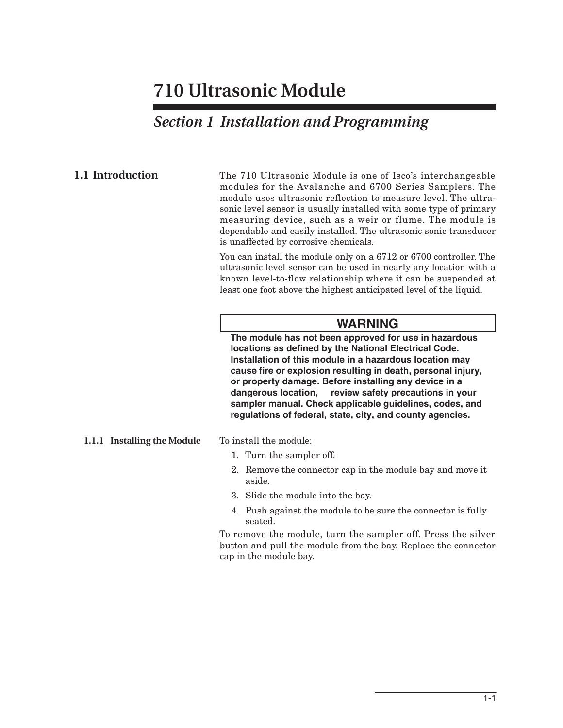# 710 Ultrasonic Module

## *Section 1 Installation and Programming*

### 1.1 Introduction

The 710 Ultrasonic Module is one of Isco's interchangeable modules for the Avalanche and 6700 Series Samplers. The module uses ultrasonic reflection to measure level. The ultrasonic level sensor is usually installed with some type of primary measuring device, such as a weir or flume. The module is dependable and easily installed. The ultrasonic sonic transducer is unaffected by corrosive chemicals.

You can install the module only on a 6712 or 6700 controller. The ultrasonic level sensor can be used in nearly any location with a known level-to-flow relationship where it can be suspended at least one foot above the highest anticipated level of the liquid.

**WARNING**

**The module has not been approved for use in hazardous locations as defined by the National Electrical Code. Installation of this module in a hazardous location may cause fire or explosion resulting in death, personal injury, or property damage. Before installing any device in a dangerous location, review safety precautions in your sampler manual. Check applicable guidelines, codes, and regulations of federal, state, city, and county agencies.**

#### 1.1.1 Installing the Module

To install the module:

1. Turn the sampler off.
2. Remove the connector cap in the module bay and move it aside.
3. Slide the module into the bay.
4. Push against the module to be sure the connector is fully seated.

To remove the module, turn the sampler off. Press the silver button and pull the module from the bay. Replace the connector cap in the module bay.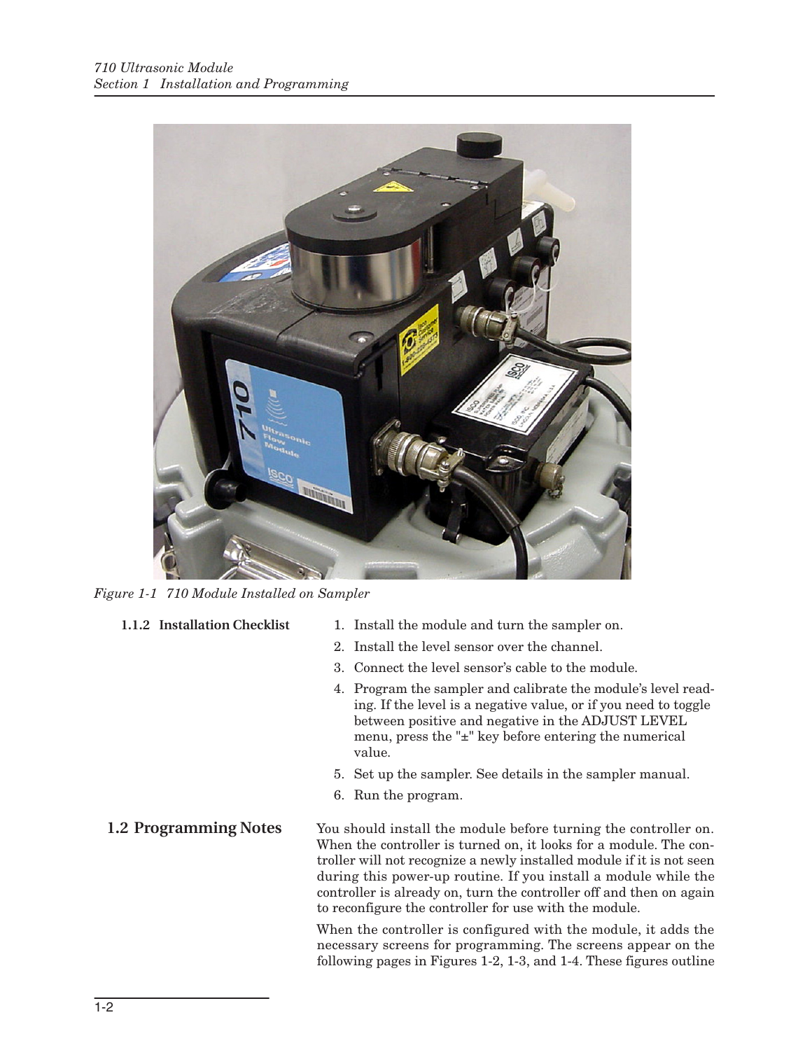Figure 1-1 710 Module Installed on Sampler

#### 1.1.2 Installation Checklist

1. Install the module and turn the sampler on.
2. Install the level sensor over the channel.
3. Connect the level sensor's cable to the module.
4. Program the sampler and calibrate the module's level reading. If the level is a negative value, or if you need to toggle between positive and negative in the ADJUST LEVEL menu, press the "±" key before entering the numerical value.
5. Set up the sampler. See details in the sampler manual.
6. Run the program.

## 1.2 Programming Notes

You should install the module before turning the controller on. When the controller is turned on, it looks for a module. The controller will not recognize a newly installed module if it is not seen during this power-up routine. If you install a module while the controller is already on, turn the controller off and then on again to reconfigure the controller for use with the module.

When the controller is configured with the module, it adds the necessary screens for programming. The screens appear on the following pages in Figures 1-2, 1-3, and 1-4. These figures outline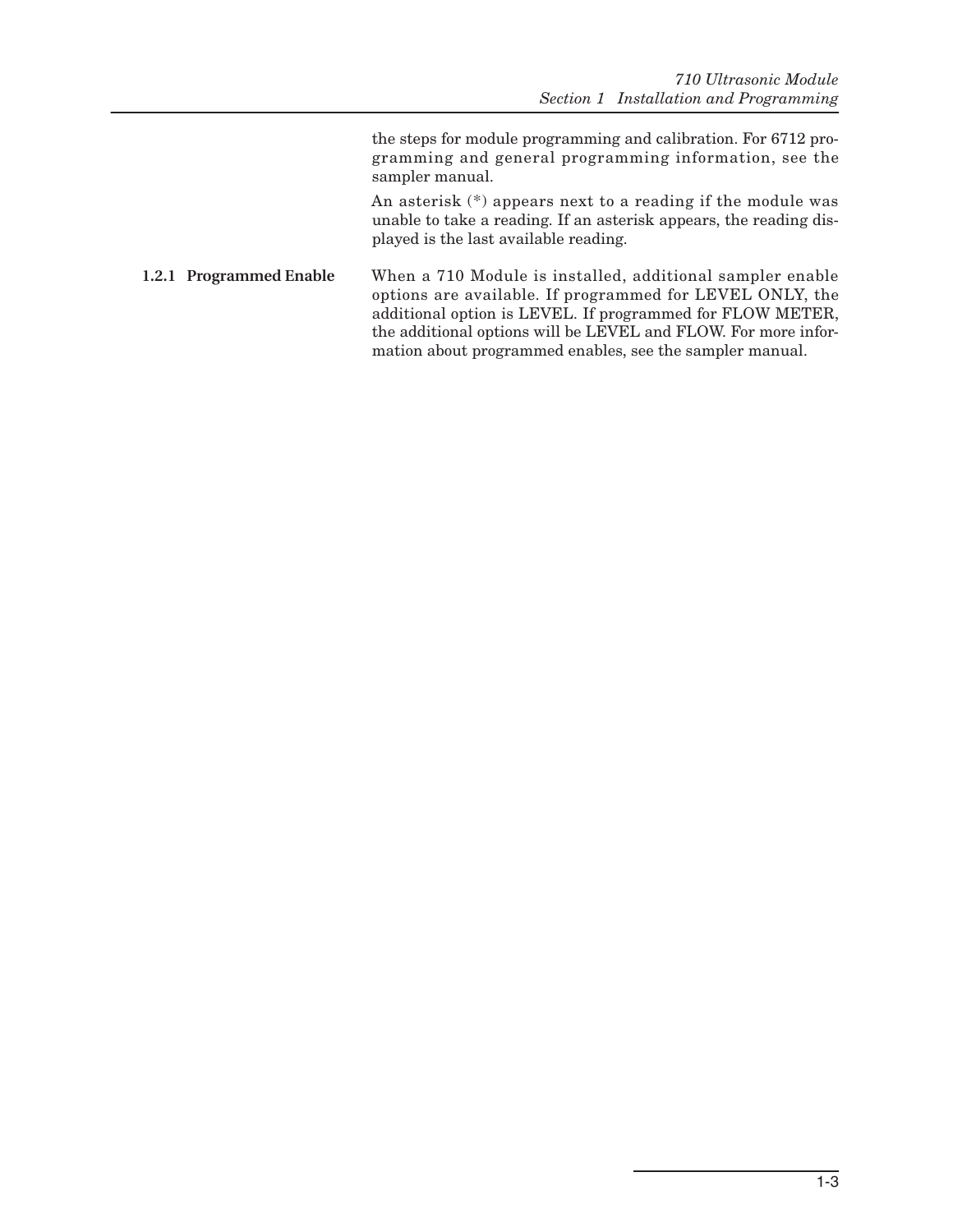the steps for module programming and calibration. For 6712 programming and general programming information, see the sampler manual.

An asterisk (*) appears next to a reading if the module was unable to take a reading. If an asterisk appears, the reading displayed is the last available reading.

### 1.2.1 Programmed Enable

When a 710 Module is installed, additional sampler enable options are available. If programmed for LEVEL ONLY, the additional option is LEVEL. If programmed for FLOW METER, the additional options will be LEVEL and FLOW. For more information about programmed enables, see the sampler manual.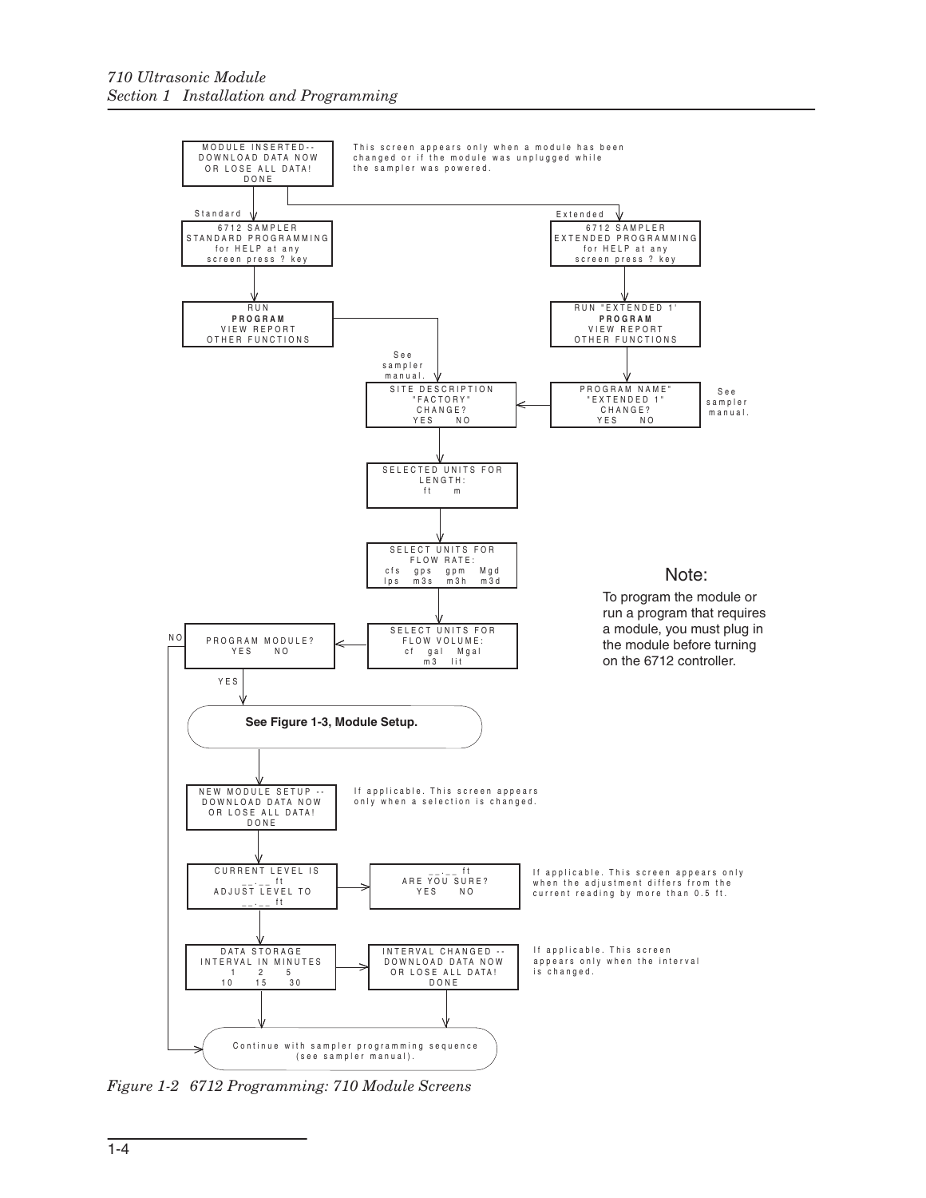MODULE INSERTED-- DOWNLOAD DATA NOW OR LOSE ALL DATA! DONE

This screen appears only when a module has been changed or if the module was unplugged while the sampler was powered.

Standard

6712 SAMPLER STANDARD PROGRAMMING for HELP at any screen press ? key

RUN **PROGRAM** VIEW REPORT OTHER FUNCTIONS

Extended

6712 SAMPLER EXTENDED PROGRAMMING for HELP at any screen press ? key

RUN "EXTENDED 1" **PROGRAM** VIEW REPORT OTHER FUNCTIONS

See sampler manual.

SITE DESCRIPTION "FACTORY" CHANGE? YES NO

PROGRAM NAME" "EXTENDED 1" CHANGE? YES NO

See sampler manual.

SELECTED UNITS FOR LENGTH: ft m

SELECT UNITS FOR FLOW RATE: cfs gps gpm Mgd lps m3s m3h m3d

SELECT UNITS FOR FLOW VOLUME: cf gal Mgal m3 lit

PROGRAM MODULE? YES NO

NO

YES

**See Figure 1-3, Module Setup.**

NEW MODULE SETUP -- DOWNLOAD DATA NOW OR LOSE ALL DATA! DONE

If applicable. This screen appears only when a selection is changed.

CURRENT LEVEL IS __.__ ft ADJUST LEVEL TO __.__ ft

__.__ ft ARE YOU SURE? YES NO

If applicable. This screen appears only when the adjustment differs from the current reading by more than 0.5 ft.

DATA STORAGE INTERVAL IN MINUTES 1 2 5 10 15 30

INTERVAL CHANGED -- DOWNLOAD DATA NOW OR LOSE ALL DATA! DONE

If applicable. This screen appears only when the interval is changed.

Continue with sampler programming sequence (see sampler manual).

## Note:

To program the module or run a program that requires a module, you must plug in the module before turning on the 6712 controller.

*Figure 1-2 6712 Programming: 710 Module Screens*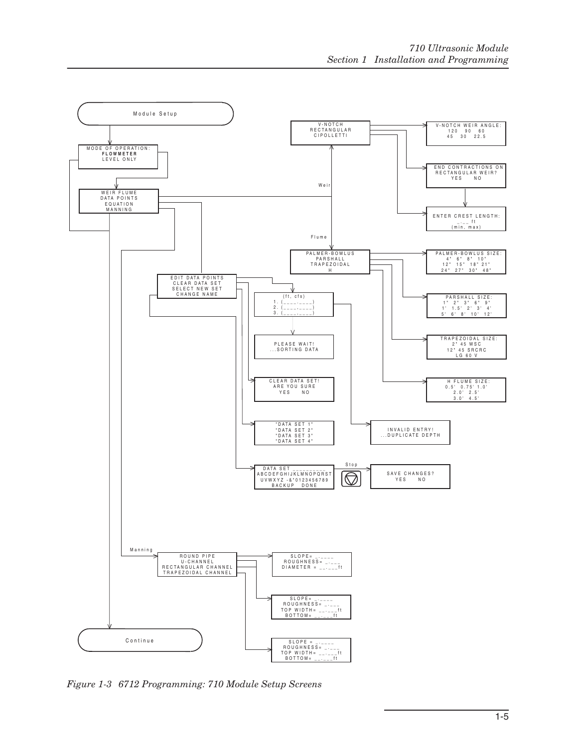Module Setup

MODE OF OPERATION:
**FLOWMETER**
LEVEL ONLY

WEIR FLUME
DATA POINTS
EQUATION
MANNING

Weir

V-NOTCH
RECTANGULAR
CIPOLLETTI

V-NOTCH WEIR ANGLE:
120 90 60
45 30 22.5

END CONTRACTIONS ON
RECTANGULAR WEIR?
YES NO

ENTER CREST LENGTH:
_.___ ft
(min, max)

Flume

PALMER-BOWLUS
PARSHALL
TRAPEZOIDAL
H

PALMER-BOWLUS SIZE:
4" 6" 8" 10"
12" 15" 18" 21"
24" 27" 30" 48"

PARSHALL SIZE:
1" 2" 3" 6" 9"
1' 1.5' 2' 3' 4'
5' 6' 8' 10' 12'

TRAPEZOIDAL SIZE:
2" 45 WSC
12" 45 SRCRC
LG 60 V

H FLUME SIZE:
0.5' 0.75' 1.0'
2.0' 2.5'
3.0' 4.5'

EDIT DATA POINTS
CLEAR DATA SET
SELECT NEW SET
CHANGE NAME

(ft, cfs)
1. (____.____)
2. (____.____)
3. (____.____)

PLEASE WAIT!
...SORTING DATA

INVALID ENTRY!
...DUPLICATE DEPTH

CLEAR DATA SET!
ARE YOU SURE
YES NO

"DATA SET 1"
"DATA SET 2"
"DATA SET 3"
"DATA SET 4"

DATA SET __________
ABCDEFGHIJKLMNOPQRST
UVWXYZ -&*0123456789
BACKUP DONE

Stop

SAVE CHANGES?
YES NO

Manning

ROUND PIPE
U-CHANNEL
RECTANGULAR CHANNEL
TRAPEZOIDAL CHANNEL

SLOPE= _.____
ROUGHNESS= _.___
DIAMETER = __.___ft

SLOPE= _.____
ROUGHNESS= _.___
TOP WIDTH= __.___ft
BOTTOM= __.___ft

SLOPE = _.____
ROUGHNESS= _.___
TOP WIDTH= __.___ft
BOTTOM= __.___ft

Continue

*Figure 1-3 6712 Programming: 710 Module Setup Screens*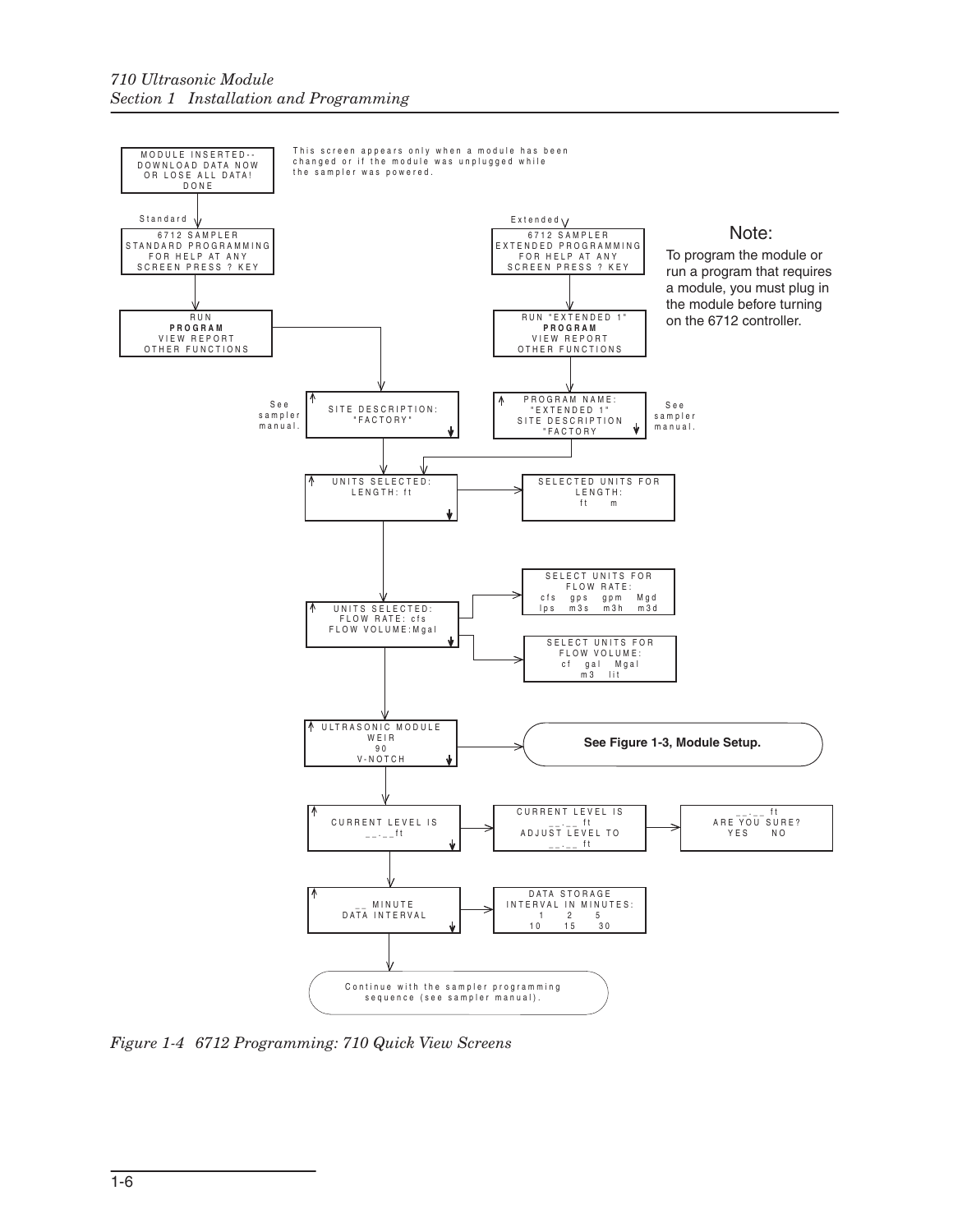MODULE INSERTED--
DOWNLOAD DATA NOW
OR LOSE ALL DATA!
DONE

This screen appears only when a module has been changed or if the module was unplugged while the sampler was powered.

Standard

6712 SAMPLER
STANDARD PROGRAMMING
FOR HELP AT ANY
SCREEN PRESS ? KEY

RUN
**PROGRAM**
VIEW REPORT
OTHER FUNCTIONS

Extended

6712 SAMPLER
EXTENDED PROGRAMMING
FOR HELP AT ANY
SCREEN PRESS ? KEY

RUN "EXTENDED 1"
**PROGRAM**
VIEW REPORT
OTHER FUNCTIONS

Note:
To program the module or run a program that requires a module, you must plug in the module before turning on the 6712 controller.

See sampler manual.

SITE DESCRIPTION:
"FACTORY"

PROGRAM NAME:
"EXTENDED 1"
SITE DESCRIPTION
"FACTORY

See sampler manual.

UNITS SELECTED:
LENGTH: ft

SELECTED UNITS FOR
LENGTH:
ft m

UNITS SELECTED:
FLOW RATE: cfs
FLOW VOLUME:Mgal

SELECT UNITS FOR
FLOW RATE:
cfs gps gpm Mgd
lps m3s m3h m3d

SELECT UNITS FOR
FLOW VOLUME:
cf gal Mgal
m3 lit

ULTRASONIC MODULE
WEIR
90
V-NOTCH

**See Figure 1-3, Module Setup.**

CURRENT LEVEL IS
__.__ft

CURRENT LEVEL IS
__.__ ft
ADJUST LEVEL TO
__.__ ft

__.__ ft
ARE YOU SURE?
YES NO

__ MINUTE
DATA INTERVAL

DATA STORAGE
INTERVAL IN MINUTES:
1 2 5
10 15 30

Continue with the sampler programming sequence (see sampler manual).

*Figure 1-4 6712 Programming: 710 Quick View Screens*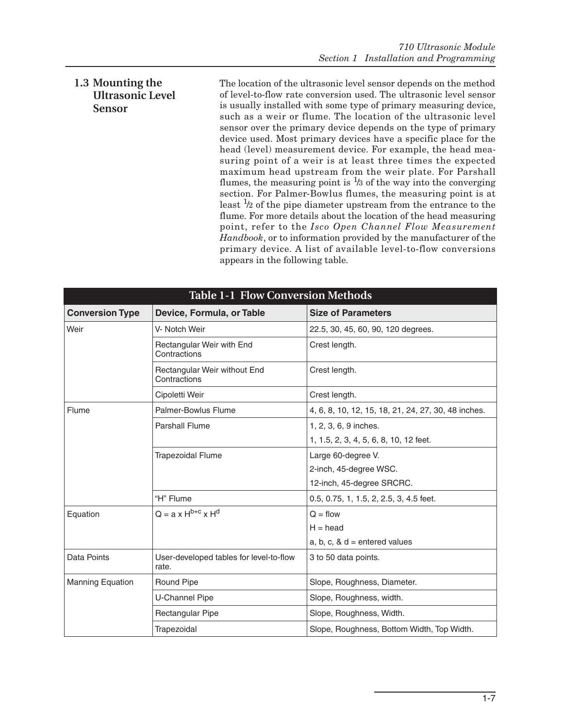## 1.3 Mounting the Ultrasonic Level Sensor

The location of the ultrasonic level sensor depends on the method of level-to-flow rate conversion used. The ultrasonic level sensor is usually installed with some type of primary measuring device, such as a weir or flume. The location of the ultrasonic level sensor over the primary device depends on the type of primary device used. Most primary devices have a specific place for the head (level) measurement device. For example, the head measuring point of a weir is at least three times the expected maximum head upstream from the weir plate. For Parshall flumes, the measuring point is ⅓ of the way into the converging section. For Palmer-Bowlus flumes, the measuring point is at least ½ of the pipe diameter upstream from the entrance to the flume. For more details about the location of the head measuring point, refer to the *Isco Open Channel Flow Measurement Handbook*, or to information provided by the manufacturer of the primary device. A list of available level-to-flow conversions appears in the following table.

**Table 1-1 Flow Conversion Methods**

| Conversion Type | Device, Formula, or Table | Size of Parameters |
|---|---|---|
| Weir | V- Notch Weir | 22.5, 30, 45, 60, 90, 120 degrees. |
| | Rectangular Weir with End Contractions | Crest length. |
| | Rectangular Weir without End Contractions | Crest length. |
| | Cipoletti Weir | Crest length. |
| Flume | Palmer-Bowlus Flume | 4, 6, 8, 10, 12, 15, 18, 21, 24, 27, 30, 48 inches. |
| | Parshall Flume | 1, 2, 3, 6, 9 inches.<br>1, 1.5, 2, 3, 4, 5, 6, 8, 10, 12 feet. |
| | Trapezoidal Flume | Large 60-degree V.<br>2-inch, 45-degree WSC.<br>12-inch, 45-degree SRCRC. |
| | "H" Flume | 0.5, 0.75, 1, 1.5, 2, 2.5, 3, 4.5 feet. |
| Equation | $Q = a \times H^{b+c} \times H^{d}$ | Q = flow<br>H = head<br>a, b, c, & d = entered values |
| Data Points | User-developed tables for level-to-flow rate. | 3 to 50 data points. |
| Manning Equation | Round Pipe | Slope, Roughness, Diameter. |
| | U-Channel Pipe | Slope, Roughness, width. |
| | Rectangular Pipe | Slope, Roughness, Width. |
| | Trapezoidal | Slope, Roughness, Bottom Width, Top Width. |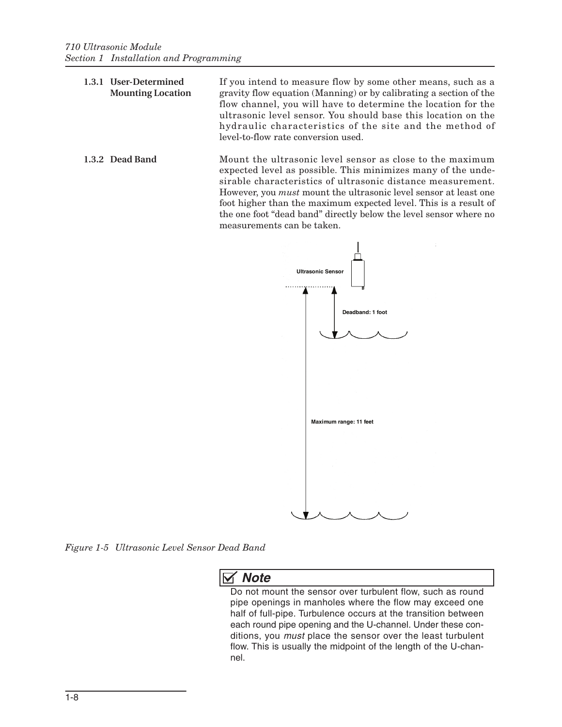### 1.3.1 User-Determined Mounting Location

If you intend to measure flow by some other means, such as a gravity flow equation (Manning) or by calibrating a section of the flow channel, you will have to determine the location for the ultrasonic level sensor. You should base this location on the hydraulic characteristics of the site and the method of level-to-flow rate conversion used.

### 1.3.2 Dead Band

Mount the ultrasonic level sensor as close to the maximum expected level as possible. This minimizes many of the undesirable characteristics of ultrasonic distance measurement. However, you *must* mount the ultrasonic level sensor at least one foot higher than the maximum expected level. This is a result of the one foot "dead band" directly below the level sensor where no measurements can be taken.

Ultrasonic Sensor

Deadband: 1 foot

Maximum range: 11 feet

*Figure 1-5 Ultrasonic Level Sensor Dead Band*

> ☑ ***Note***
>
> Do not mount the sensor over turbulent flow, such as round pipe openings in manholes where the flow may exceed one half of full-pipe. Turbulence occurs at the transition between each round pipe opening and the U-channel. Under these conditions, you *must* place the sensor over the least turbulent flow. This is usually the midpoint of the length of the U-channel.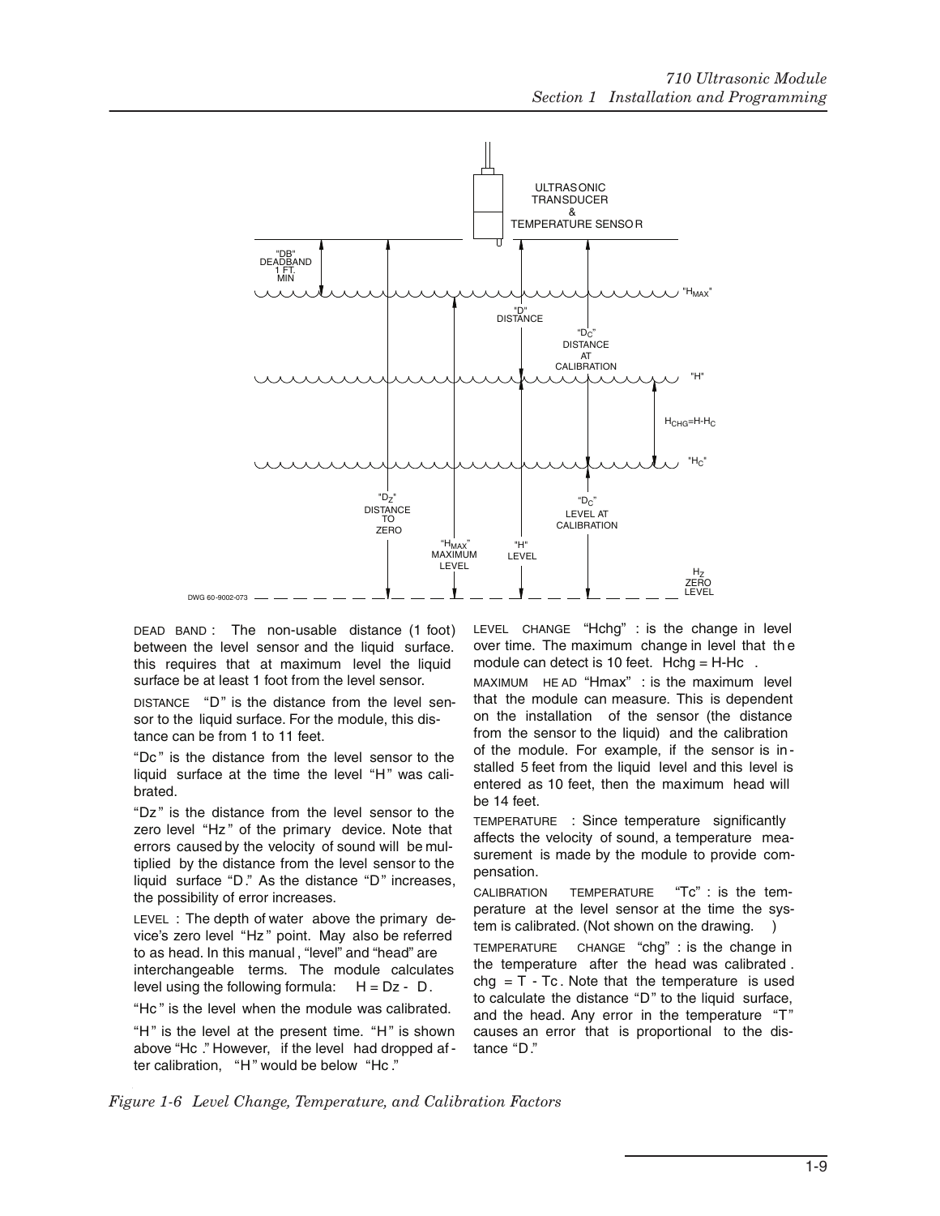DEAD BAND: The non-usable distance (1 foot) between the level sensor and the liquid surface. this requires that at maximum level the liquid surface be at least 1 foot from the level sensor.

DISTANCE "D" is the distance from the level sensor to the liquid surface. For the module, this distance can be from 1 to 11 feet.

"Dc" is the distance from the level sensor to the liquid surface at the time the level "H" was calibrated.

"Dz" is the distance from the level sensor to the zero level "Hz" of the primary device. Note that errors caused by the velocity of sound will be multiplied by the distance from the level sensor to the liquid surface "D." As the distance "D" increases, the possibility of error increases.

LEVEL: The depth of water above the primary device's zero level "Hz" point. May also be referred to as head. In this manual, "level" and "head" are interchangeable terms. The module calculates level using the following formula: $H = Dz - D$.

"Hc" is the level when the module was calibrated.

"H" is the level at the present time. "H" is shown above "Hc." However, if the level had dropped after calibration, "H" would be below "Hc."

LEVEL CHANGE "Hchg": is the change in level over time. The maximum change in level that the module can detect is 10 feet. $Hchg = H-Hc$.

MAXIMUM HEAD "Hmax": is the maximum level that the module can measure. This is dependent on the installation of the sensor (the distance from the sensor to the liquid) and the calibration of the module. For example, if the sensor is installed 5 feet from the liquid level and this level is entered as 10 feet, then the maximum head will be 14 feet.

TEMPERATURE: Since temperature significantly affects the velocity of sound, a temperature measurement is made by the module to provide compensation.

CALIBRATION TEMPERATURE "Tc": is the temperature at the level sensor at the time the system is calibrated. (Not shown on the drawing.)

TEMPERATURE CHANGE "chg": is the change in the temperature after the head was calibrated. $chg = T - Tc$. Note that the temperature is used to calculate the distance "D" to the liquid surface, and the head. Any error in the temperature "T" causes an error that is proportional to the distance "D."

*Figure 1-6 Level Change, Temperature, and Calibration Factors*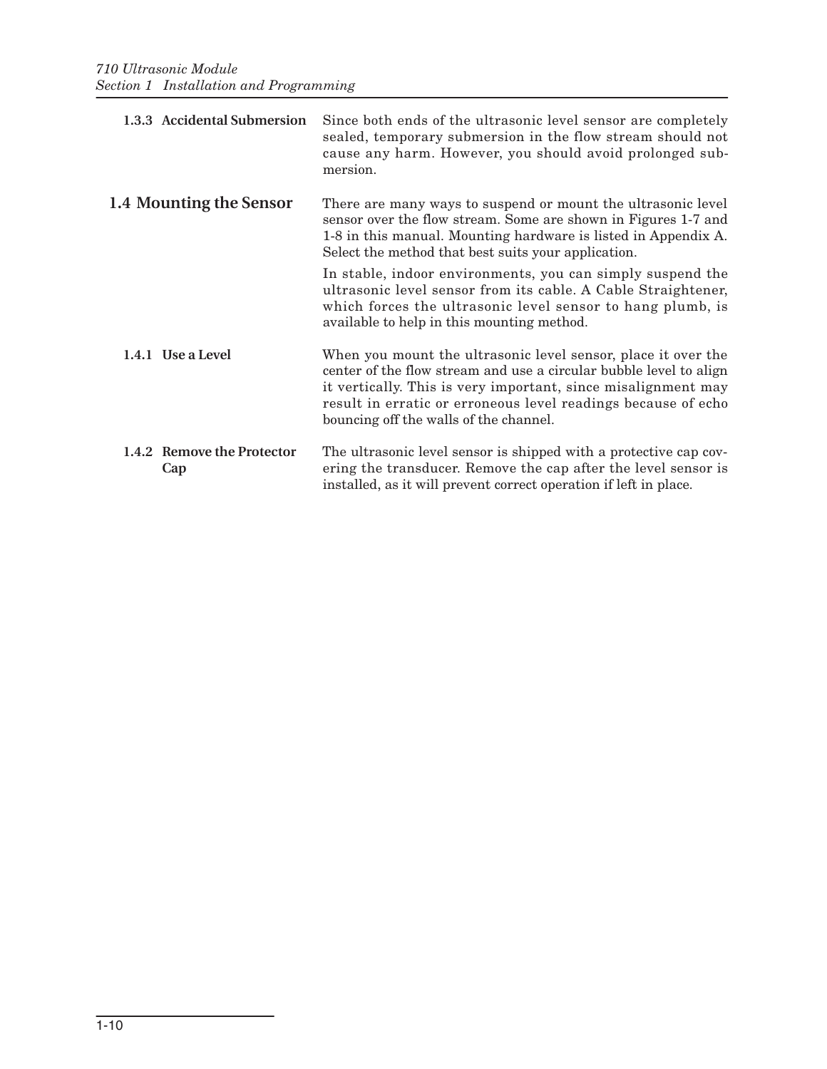### 1.3.3 Accidental Submersion

Since both ends of the ultrasonic level sensor are completely sealed, temporary submersion in the flow stream should not cause any harm. However, you should avoid prolonged submersion.

## 1.4 Mounting the Sensor

There are many ways to suspend or mount the ultrasonic level sensor over the flow stream. Some are shown in Figures 1-7 and 1-8 in this manual. Mounting hardware is listed in Appendix A. Select the method that best suits your application.

In stable, indoor environments, you can simply suspend the ultrasonic level sensor from its cable. A Cable Straightener, which forces the ultrasonic level sensor to hang plumb, is available to help in this mounting method.

### 1.4.1 Use a Level

When you mount the ultrasonic level sensor, place it over the center of the flow stream and use a circular bubble level to align it vertically. This is very important, since misalignment may result in erratic or erroneous level readings because of echo bouncing off the walls of the channel.

### 1.4.2 Remove the Protector Cap

The ultrasonic level sensor is shipped with a protective cap covering the transducer. Remove the cap after the level sensor is installed, as it will prevent correct operation if left in place.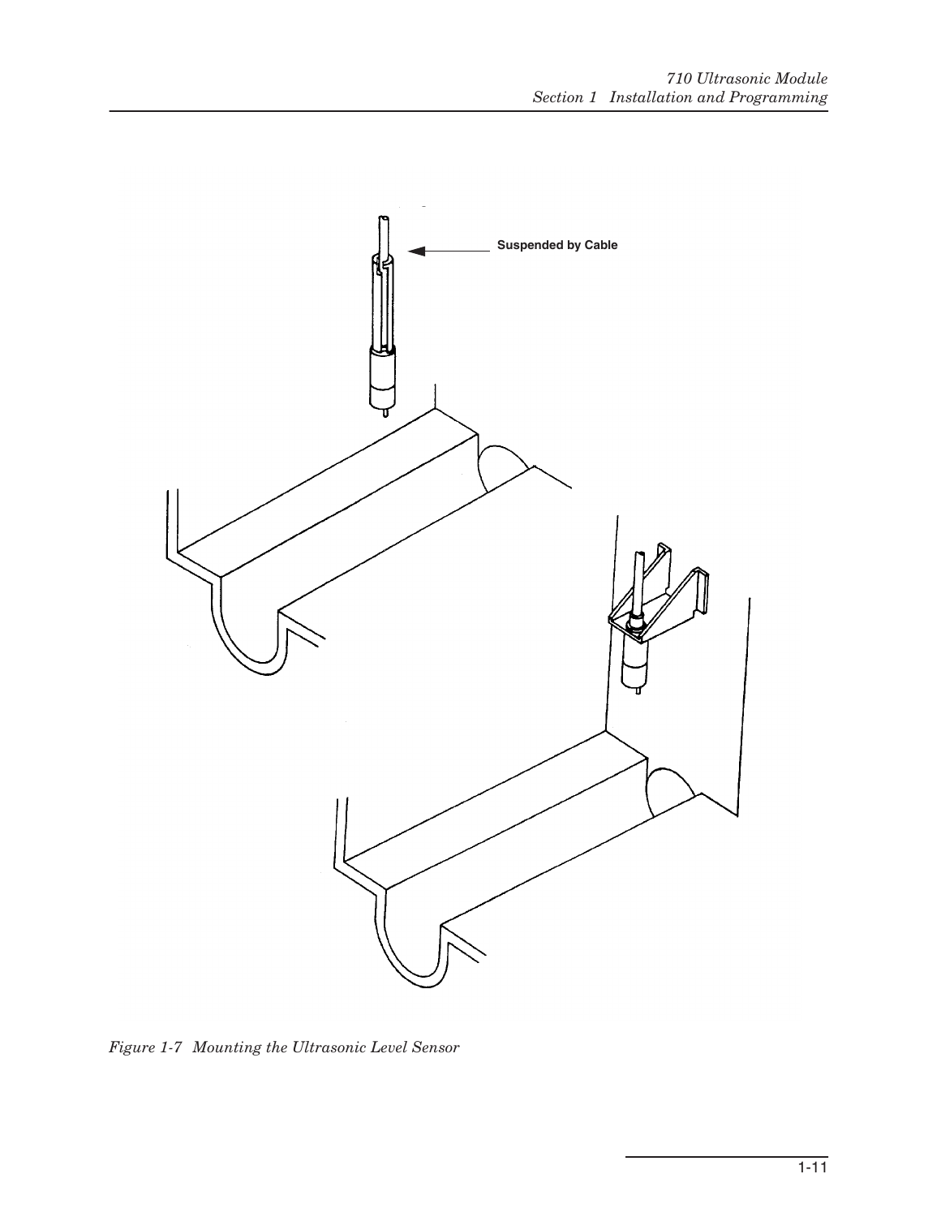Suspended by Cable

*Figure 1-7 Mounting the Ultrasonic Level Sensor*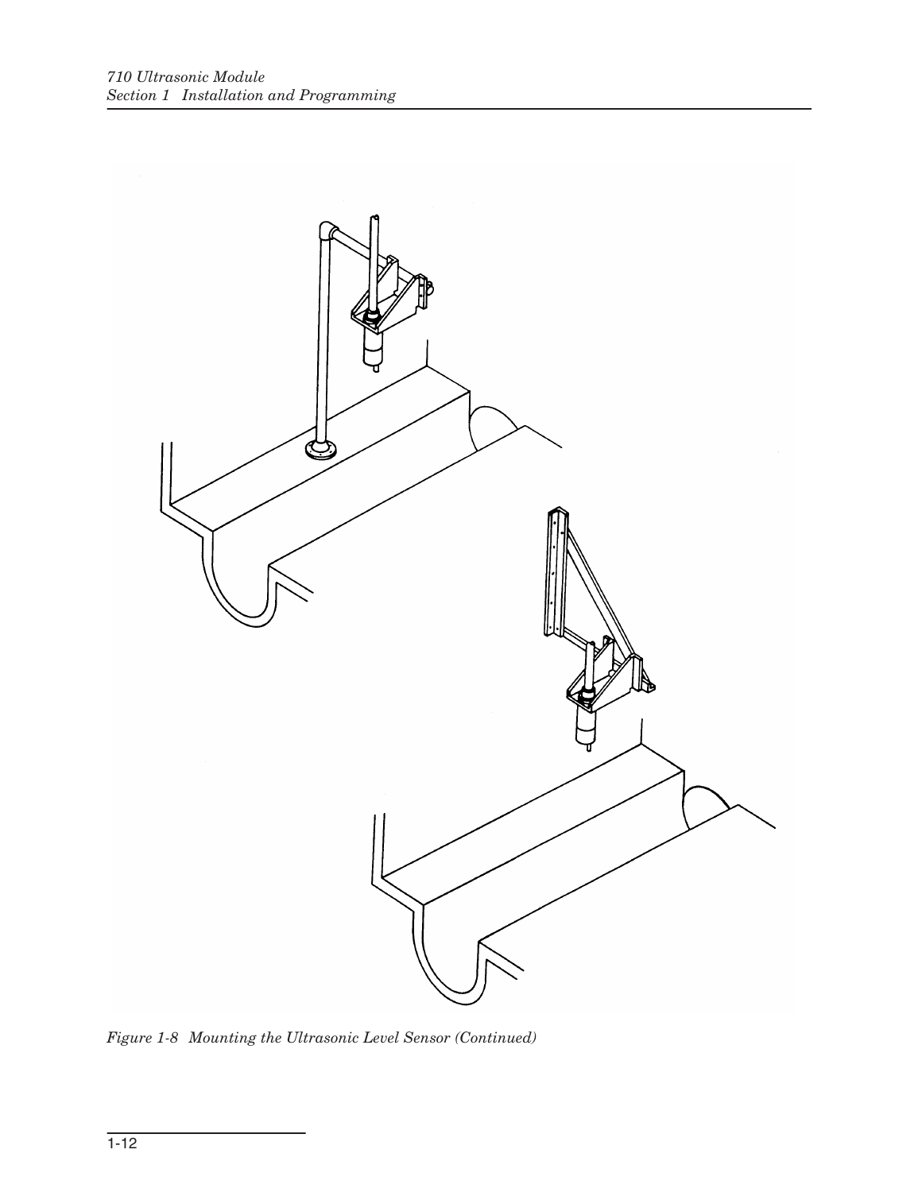*Figure 1-8 Mounting the Ultrasonic Level Sensor (Continued)*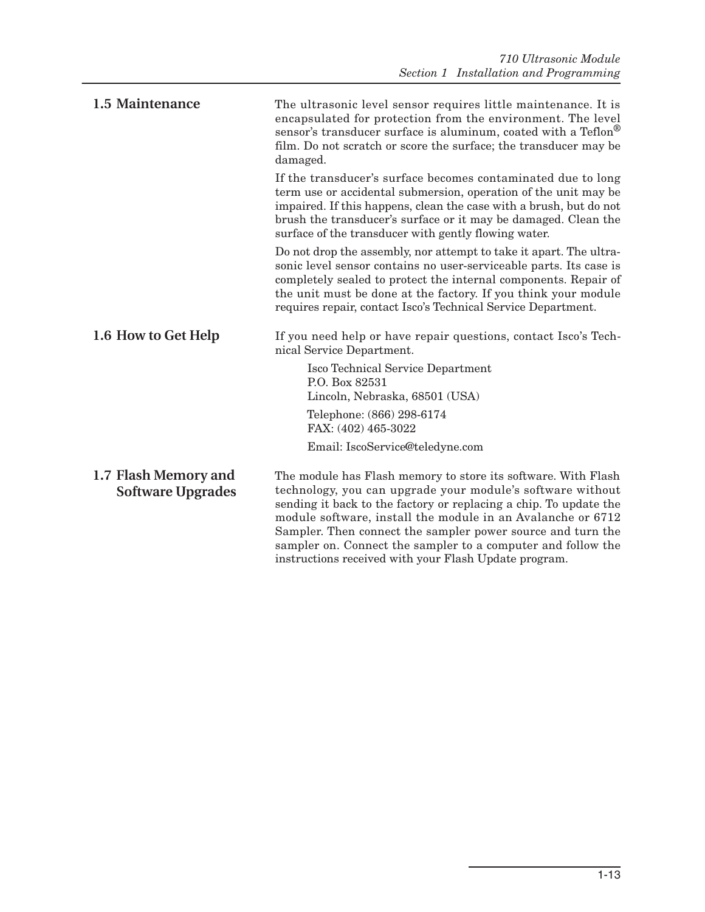## 1.5 Maintenance

The ultrasonic level sensor requires little maintenance. It is encapsulated for protection from the environment. The level sensor's transducer surface is aluminum, coated with a Teflon® film. Do not scratch or score the surface; the transducer may be damaged.

If the transducer's surface becomes contaminated due to long term use or accidental submersion, operation of the unit may be impaired. If this happens, clean the case with a brush, but do not brush the transducer's surface or it may be damaged. Clean the surface of the transducer with gently flowing water.

Do not drop the assembly, nor attempt to take it apart. The ultrasonic level sensor contains no user-serviceable parts. Its case is completely sealed to protect the internal components. Repair of the unit must be done at the factory. If you think your module requires repair, contact Isco's Technical Service Department.

## 1.6 How to Get Help

If you need help or have repair questions, contact Isco's Technical Service Department.

Isco Technical Service Department
P.O. Box 82531
Lincoln, Nebraska, 68501 (USA)

Telephone: (866) 298-6174
FAX: (402) 465-3022

Email: IscoService@teledyne.com

## 1.7 Flash Memory and Software Upgrades

The module has Flash memory to store its software. With Flash technology, you can upgrade your module's software without sending it back to the factory or replacing a chip. To update the module software, install the module in an Avalanche or 6712 Sampler. Then connect the sampler power source and turn the sampler on. Connect the sampler to a computer and follow the instructions received with your Flash Update program.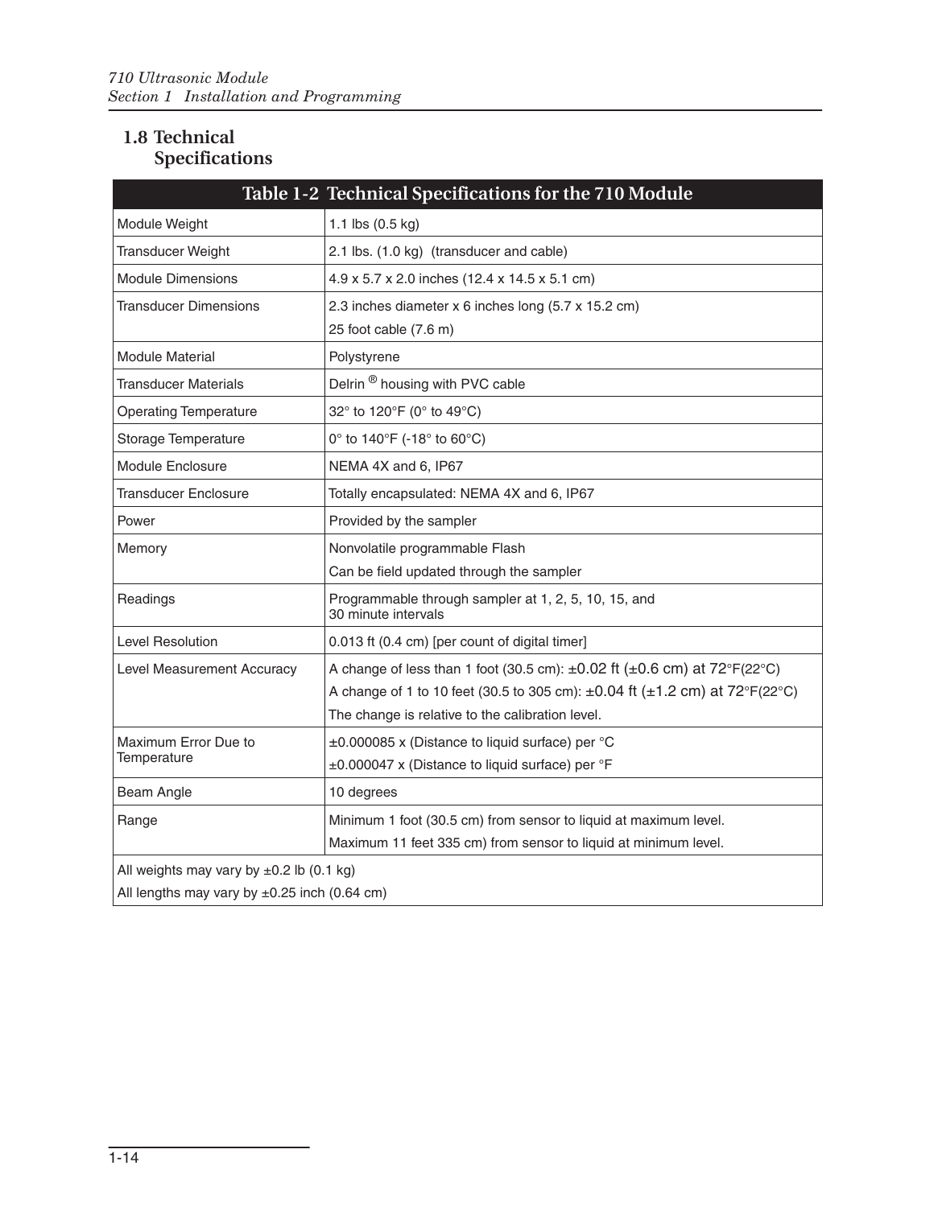## 1.8 Technical Specifications

| Table 1-2 Technical Specifications for the 710 Module | |
|---|---|
| Module Weight | 1.1 lbs (0.5 kg) |
| Transducer Weight | 2.1 lbs. (1.0 kg) (transducer and cable) |
| Module Dimensions | 4.9 x 5.7 x 2.0 inches (12.4 x 14.5 x 5.1 cm) |
| Transducer Dimensions | 2.3 inches diameter x 6 inches long (5.7 x 15.2 cm)<br>25 foot cable (7.6 m) |
| Module Material | Polystyrene |
| Transducer Materials | Delrin ® housing with PVC cable |
| Operating Temperature | 32° to 120°F (0° to 49°C) |
| Storage Temperature | 0° to 140°F (-18° to 60°C) |
| Module Enclosure | NEMA 4X and 6, IP67 |
| Transducer Enclosure | Totally encapsulated: NEMA 4X and 6, IP67 |
| Power | Provided by the sampler |
| Memory | Nonvolatile programmable Flash<br>Can be field updated through the sampler |
| Readings | Programmable through sampler at 1, 2, 5, 10, 15, and 30 minute intervals |
| Level Resolution | 0.013 ft (0.4 cm) [per count of digital timer] |
| Level Measurement Accuracy | A change of less than 1 foot (30.5 cm): ±0.02 ft (±0.6 cm) at 72°F(22°C)<br>A change of 1 to 10 feet (30.5 to 305 cm): ±0.04 ft (±1.2 cm) at 72°F(22°C)<br>The change is relative to the calibration level. |
| Maximum Error Due to Temperature | ±0.000085 x (Distance to liquid surface) per °C<br>±0.000047 x (Distance to liquid surface) per °F |
| Beam Angle | 10 degrees |
| Range | Minimum 1 foot (30.5 cm) from sensor to liquid at maximum level.<br>Maximum 11 feet 335 cm) from sensor to liquid at minimum level. |
| All weights may vary by ±0.2 lb (0.1 kg)<br>All lengths may vary by ±0.25 inch (0.64 cm) | |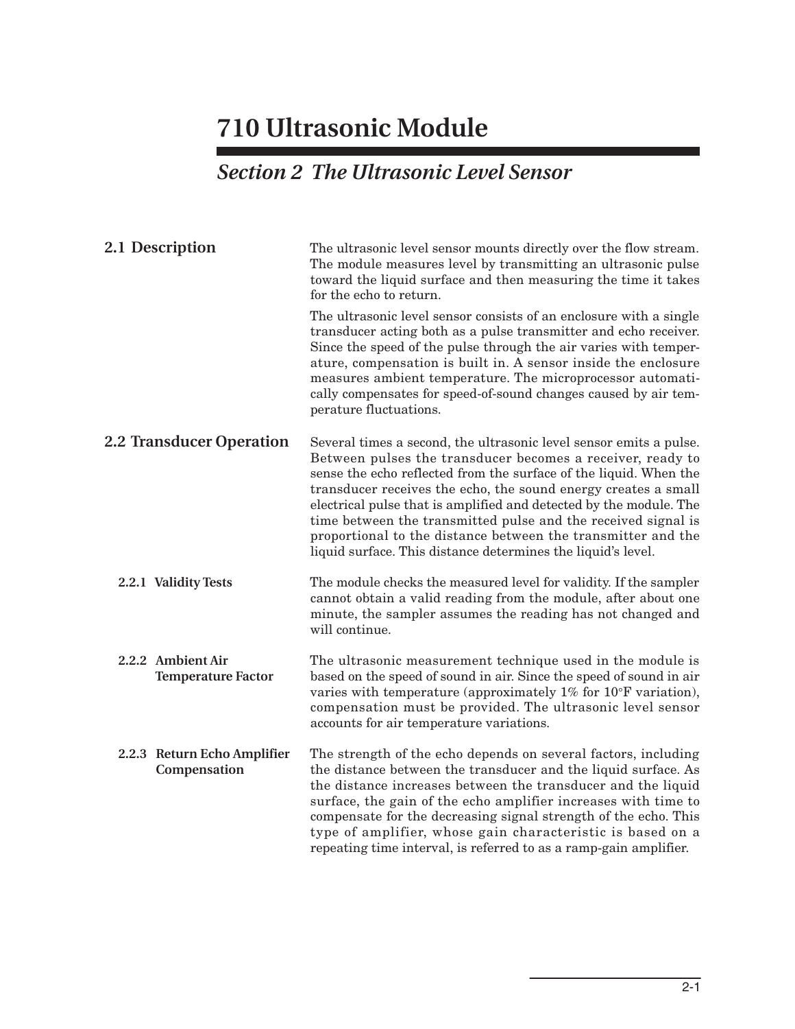# 710 Ultrasonic Module

## *Section 2 The Ultrasonic Level Sensor*

### 2.1 Description

The ultrasonic level sensor mounts directly over the flow stream. The module measures level by transmitting an ultrasonic pulse toward the liquid surface and then measuring the time it takes for the echo to return.

The ultrasonic level sensor consists of an enclosure with a single transducer acting both as a pulse transmitter and echo receiver. Since the speed of the pulse through the air varies with temperature, compensation is built in. A sensor inside the enclosure measures ambient temperature. The microprocessor automatically compensates for speed-of-sound changes caused by air temperature fluctuations.

### 2.2 Transducer Operation

Several times a second, the ultrasonic level sensor emits a pulse. Between pulses the transducer becomes a receiver, ready to sense the echo reflected from the surface of the liquid. When the transducer receives the echo, the sound energy creates a small electrical pulse that is amplified and detected by the module. The time between the transmitted pulse and the received signal is proportional to the distance between the transmitter and the liquid surface. This distance determines the liquid's level.

#### 2.2.1 Validity Tests

The module checks the measured level for validity. If the sampler cannot obtain a valid reading from the module, after about one minute, the sampler assumes the reading has not changed and will continue.

#### 2.2.2 Ambient Air Temperature Factor

The ultrasonic measurement technique used in the module is based on the speed of sound in air. Since the speed of sound in air varies with temperature (approximately 1% for 10°F variation), compensation must be provided. The ultrasonic level sensor accounts for air temperature variations.

#### 2.2.3 Return Echo Amplifier Compensation

The strength of the echo depends on several factors, including the distance between the transducer and the liquid surface. As the distance increases between the transducer and the liquid surface, the gain of the echo amplifier increases with time to compensate for the decreasing signal strength of the echo. This type of amplifier, whose gain characteristic is based on a repeating time interval, is referred to as a ramp-gain amplifier.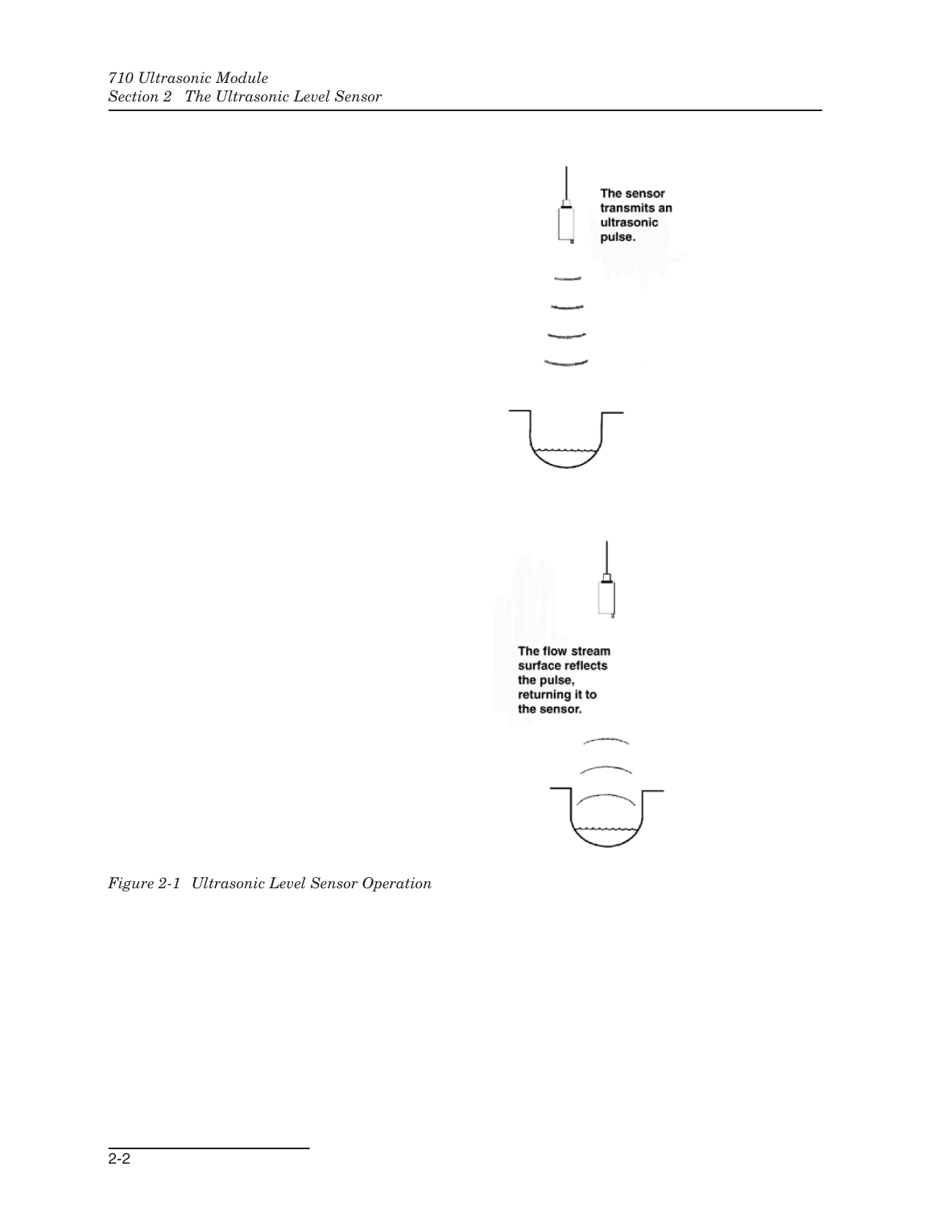The sensor transmits an ultrasonic pulse.

The flow stream surface reflects the pulse, returning it to the sensor.

*Figure 2-1 Ultrasonic Level Sensor Operation*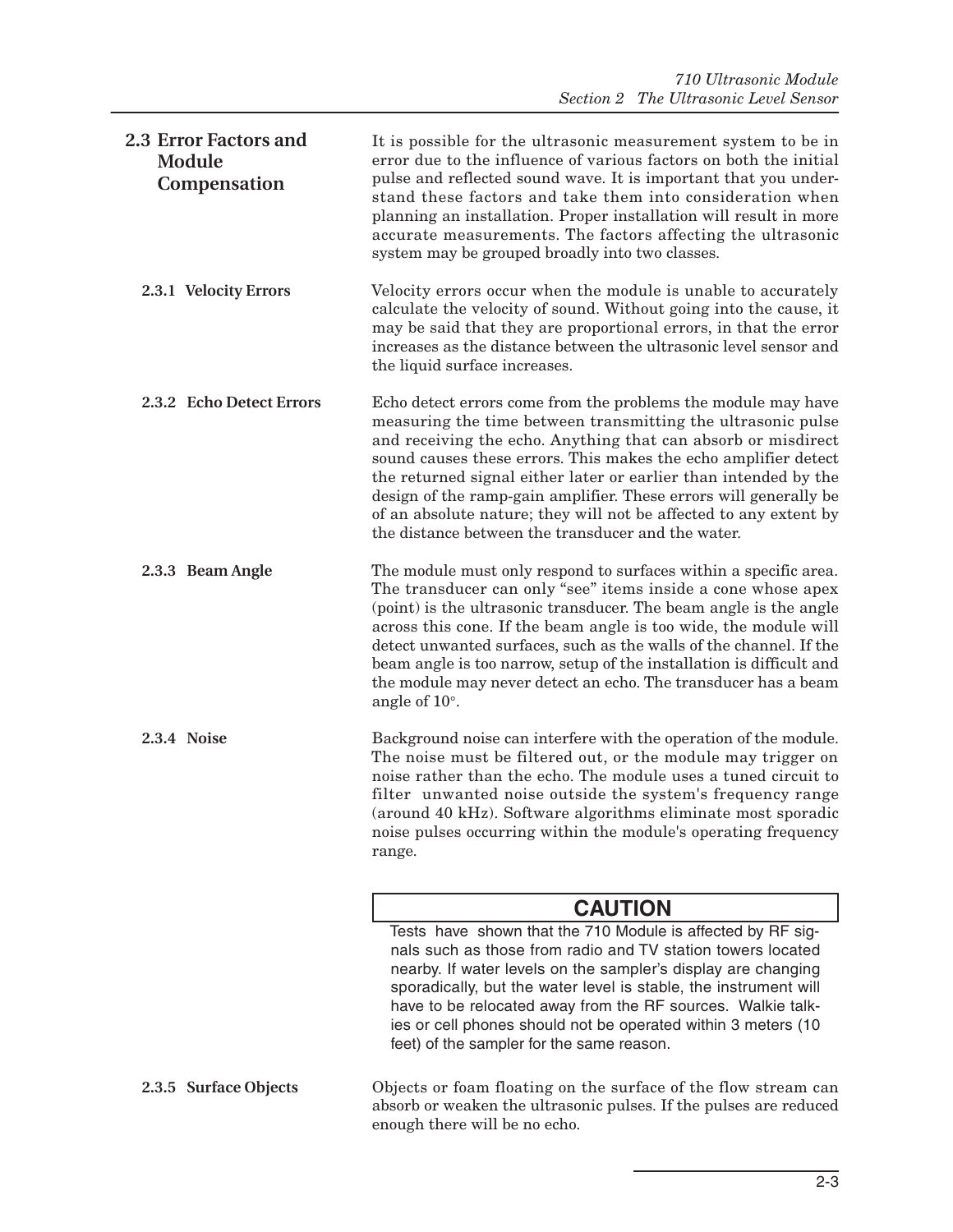## 2.3 Error Factors and Module Compensation

It is possible for the ultrasonic measurement system to be in error due to the influence of various factors on both the initial pulse and reflected sound wave. It is important that you understand these factors and take them into consideration when planning an installation. Proper installation will result in more accurate measurements. The factors affecting the ultrasonic system may be grouped broadly into two classes.

### 2.3.1 Velocity Errors

Velocity errors occur when the module is unable to accurately calculate the velocity of sound. Without going into the cause, it may be said that they are proportional errors, in that the error increases as the distance between the ultrasonic level sensor and the liquid surface increases.

### 2.3.2 Echo Detect Errors

Echo detect errors come from the problems the module may have measuring the time between transmitting the ultrasonic pulse and receiving the echo. Anything that can absorb or misdirect sound causes these errors. This makes the echo amplifier detect the returned signal either later or earlier than intended by the design of the ramp-gain amplifier. These errors will generally be of an absolute nature; they will not be affected to any extent by the distance between the transducer and the water.

### 2.3.3 Beam Angle

The module must only respond to surfaces within a specific area. The transducer can only "see" items inside a cone whose apex (point) is the ultrasonic transducer. The beam angle is the angle across this cone. If the beam angle is too wide, the module will detect unwanted surfaces, such as the walls of the channel. If the beam angle is too narrow, setup of the installation is difficult and the module may never detect an echo. The transducer has a beam angle of 10°.

### 2.3.4 Noise

Background noise can interfere with the operation of the module. The noise must be filtered out, or the module may trigger on noise rather than the echo. The module uses a tuned circuit to filter unwanted noise outside the system's frequency range (around 40 kHz). Software algorithms eliminate most sporadic noise pulses occurring within the module's operating frequency range.

**CAUTION**

Tests have shown that the 710 Module is affected by RF signals such as those from radio and TV station towers located nearby. If water levels on the sampler's display are changing sporadically, but the water level is stable, the instrument will have to be relocated away from the RF sources. Walkie talkies or cell phones should not be operated within 3 meters (10 feet) of the sampler for the same reason.

### 2.3.5 Surface Objects

Objects or foam floating on the surface of the flow stream can absorb or weaken the ultrasonic pulses. If the pulses are reduced enough there will be no echo.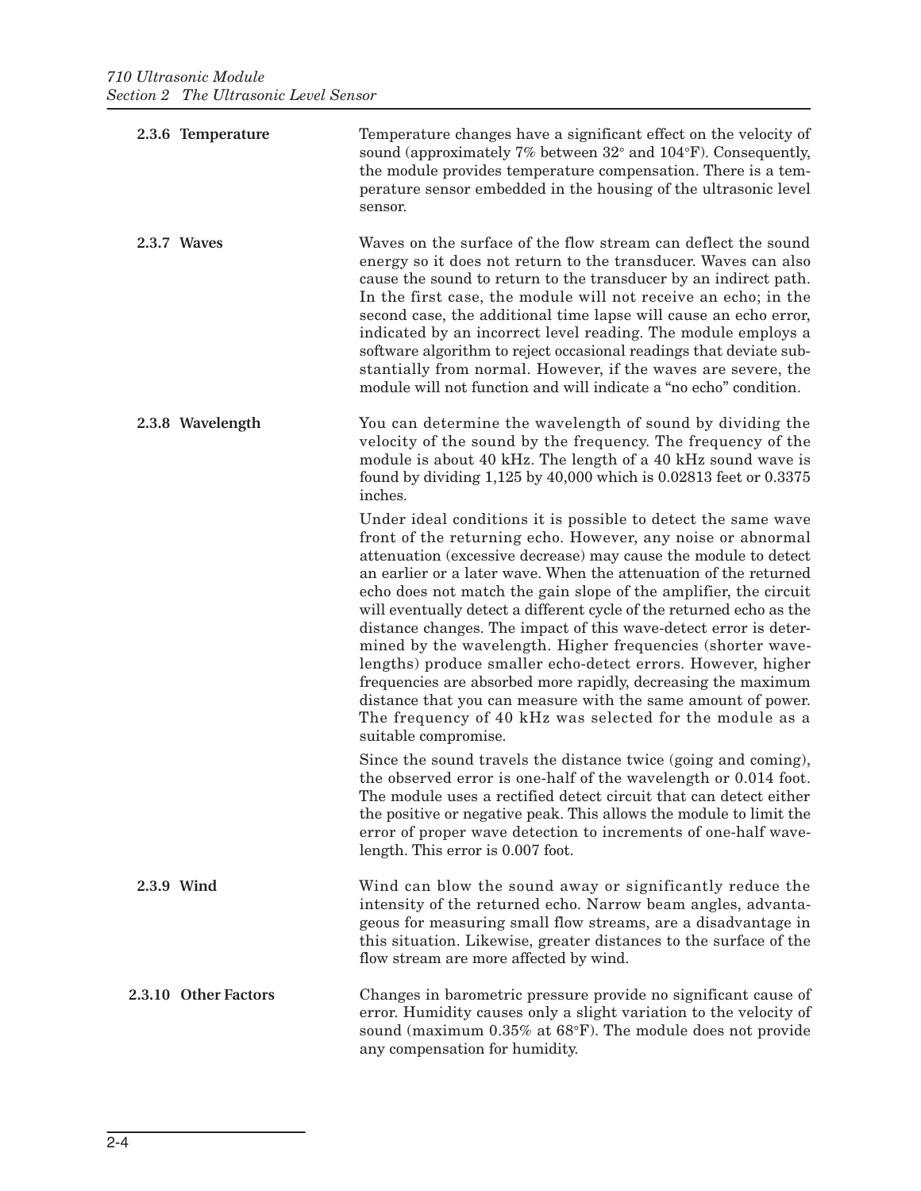### 2.3.6 Temperature

Temperature changes have a significant effect on the velocity of sound (approximately 7% between 32° and 104°F). Consequently, the module provides temperature compensation. There is a temperature sensor embedded in the housing of the ultrasonic level sensor.

### 2.3.7 Waves

Waves on the surface of the flow stream can deflect the sound energy so it does not return to the transducer. Waves can also cause the sound to return to the transducer by an indirect path. In the first case, the module will not receive an echo; in the second case, the additional time lapse will cause an echo error, indicated by an incorrect level reading. The module employs a software algorithm to reject occasional readings that deviate substantially from normal. However, if the waves are severe, the module will not function and will indicate a "no echo" condition.

### 2.3.8 Wavelength

You can determine the wavelength of sound by dividing the velocity of the sound by the frequency. The frequency of the module is about 40 kHz. The length of a 40 kHz sound wave is found by dividing 1,125 by 40,000 which is 0.02813 feet or 0.3375 inches.

Under ideal conditions it is possible to detect the same wave front of the returning echo. However, any noise or abnormal attenuation (excessive decrease) may cause the module to detect an earlier or a later wave. When the attenuation of the returned echo does not match the gain slope of the amplifier, the circuit will eventually detect a different cycle of the returned echo as the distance changes. The impact of this wave-detect error is determined by the wavelength. Higher frequencies (shorter wavelengths) produce smaller echo-detect errors. However, higher frequencies are absorbed more rapidly, decreasing the maximum distance that you can measure with the same amount of power. The frequency of 40 kHz was selected for the module as a suitable compromise.

Since the sound travels the distance twice (going and coming), the observed error is one-half of the wavelength or 0.014 foot. The module uses a rectified detect circuit that can detect either the positive or negative peak. This allows the module to limit the error of proper wave detection to increments of one-half wavelength. This error is 0.007 foot.

### 2.3.9 Wind

Wind can blow the sound away or significantly reduce the intensity of the returned echo. Narrow beam angles, advantageous for measuring small flow streams, are a disadvantage in this situation. Likewise, greater distances to the surface of the flow stream are more affected by wind.

### 2.3.10 Other Factors

Changes in barometric pressure provide no significant cause of error. Humidity causes only a slight variation to the velocity of sound (maximum 0.35% at 68°F). The module does not provide any compensation for humidity.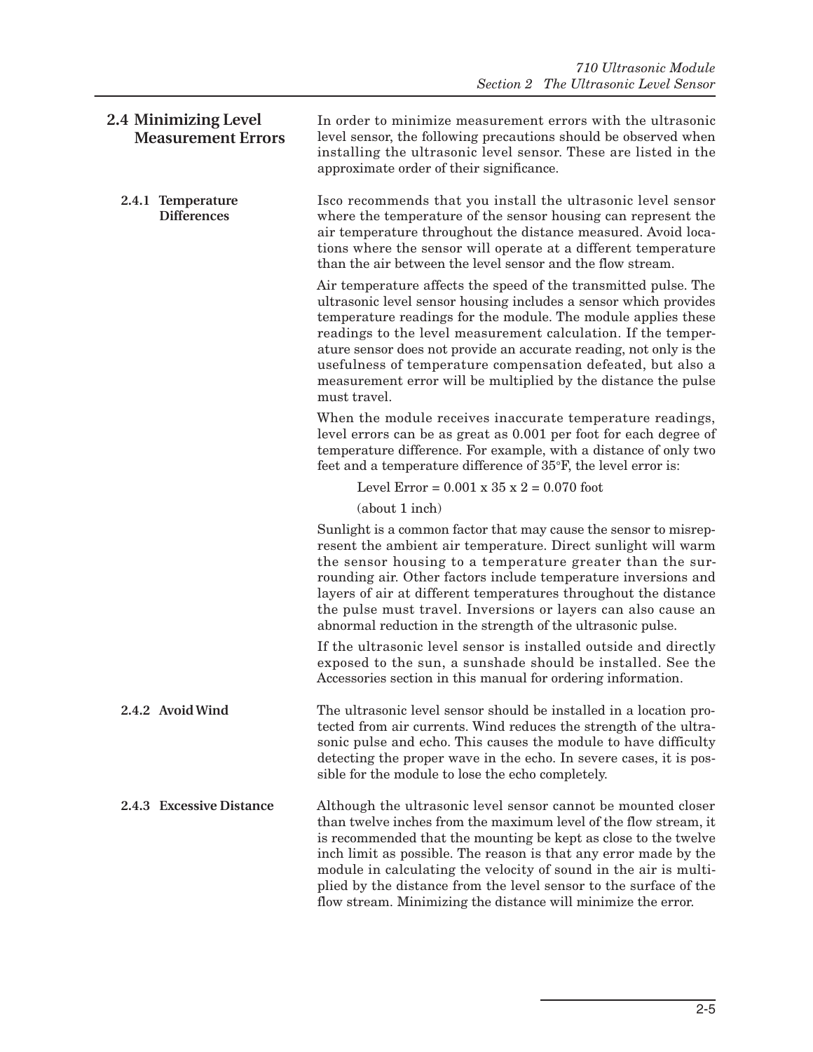## 2.4 Minimizing Level Measurement Errors

In order to minimize measurement errors with the ultrasonic level sensor, the following precautions should be observed when installing the ultrasonic level sensor. These are listed in the approximate order of their significance.

### 2.4.1 Temperature Differences

Isco recommends that you install the ultrasonic level sensor where the temperature of the sensor housing can represent the air temperature throughout the distance measured. Avoid locations where the sensor will operate at a different temperature than the air between the level sensor and the flow stream.

Air temperature affects the speed of the transmitted pulse. The ultrasonic level sensor housing includes a sensor which provides temperature readings for the module. The module applies these readings to the level measurement calculation. If the temperature sensor does not provide an accurate reading, not only is the usefulness of temperature compensation defeated, but also a measurement error will be multiplied by the distance the pulse must travel.

When the module receives inaccurate temperature readings, level errors can be as great as 0.001 per foot for each degree of temperature difference. For example, with a distance of only two feet and a temperature difference of 35°F, the level error is:

Level Error = 0.001 x 35 x 2 = 0.070 foot

(about 1 inch)

Sunlight is a common factor that may cause the sensor to misrepresent the ambient air temperature. Direct sunlight will warm the sensor housing to a temperature greater than the surrounding air. Other factors include temperature inversions and layers of air at different temperatures throughout the distance the pulse must travel. Inversions or layers can also cause an abnormal reduction in the strength of the ultrasonic pulse.

If the ultrasonic level sensor is installed outside and directly exposed to the sun, a sunshade should be installed. See the Accessories section in this manual for ordering information.

### 2.4.2 Avoid Wind

The ultrasonic level sensor should be installed in a location protected from air currents. Wind reduces the strength of the ultrasonic pulse and echo. This causes the module to have difficulty detecting the proper wave in the echo. In severe cases, it is possible for the module to lose the echo completely.

### 2.4.3 Excessive Distance

Although the ultrasonic level sensor cannot be mounted closer than twelve inches from the maximum level of the flow stream, it is recommended that the mounting be kept as close to the twelve inch limit as possible. The reason is that any error made by the module in calculating the velocity of sound in the air is multiplied by the distance from the level sensor to the surface of the flow stream. Minimizing the distance will minimize the error.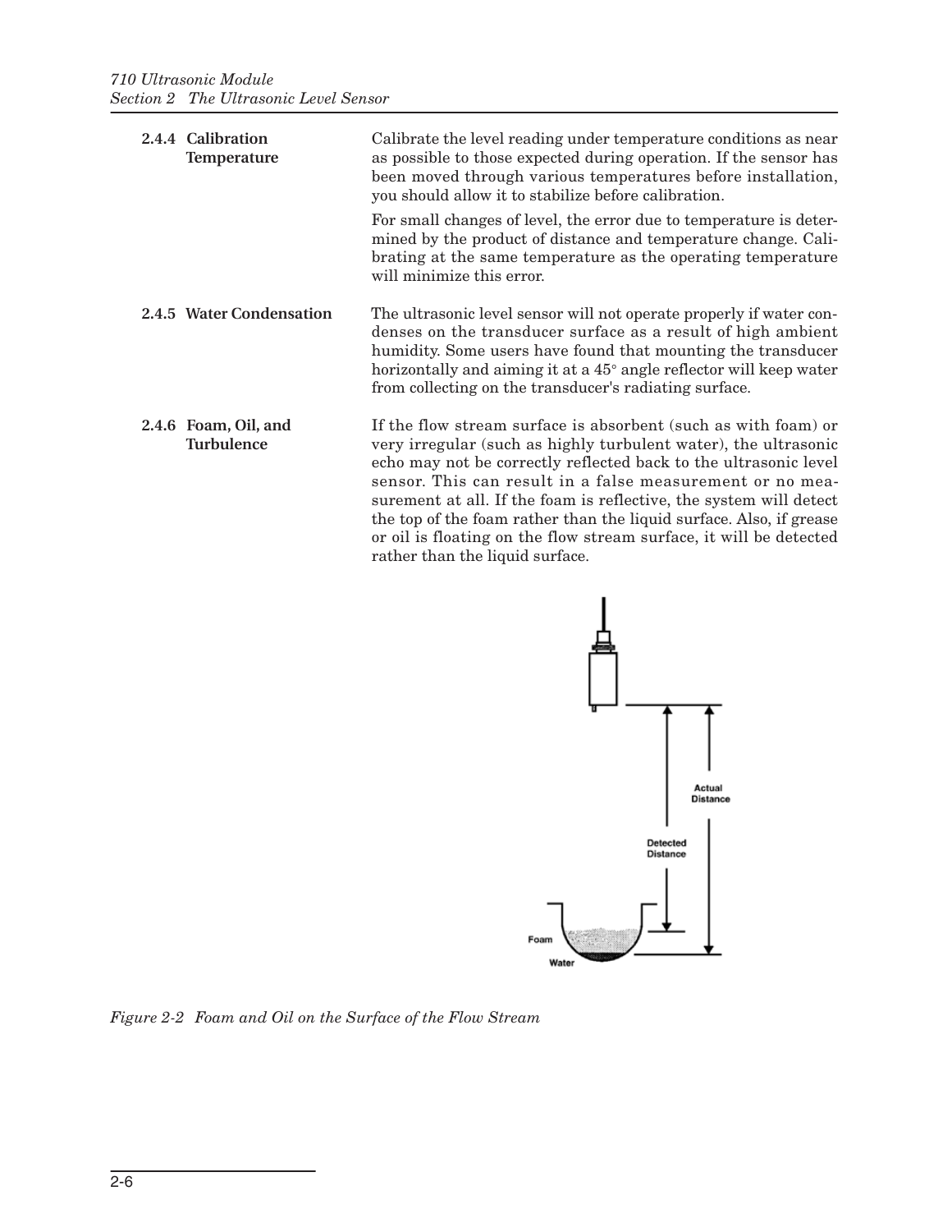### 2.4.4 Calibration Temperature

Calibrate the level reading under temperature conditions as near as possible to those expected during operation. If the sensor has been moved through various temperatures before installation, you should allow it to stabilize before calibration.

For small changes of level, the error due to temperature is determined by the product of distance and temperature change. Calibrating at the same temperature as the operating temperature will minimize this error.

### 2.4.5 Water Condensation

The ultrasonic level sensor will not operate properly if water condenses on the transducer surface as a result of high ambient humidity. Some users have found that mounting the transducer horizontally and aiming it at a 45° angle reflector will keep water from collecting on the transducer's radiating surface.

### 2.4.6 Foam, Oil, and Turbulence

If the flow stream surface is absorbent (such as with foam) or very irregular (such as highly turbulent water), the ultrasonic echo may not be correctly reflected back to the ultrasonic level sensor. This can result in a false measurement or no measurement at all. If the foam is reflective, the system will detect the top of the foam rather than the liquid surface. Also, if grease or oil is floating on the flow stream surface, it will be detected rather than the liquid surface.

*Figure 2-2 Foam and Oil on the Surface of the Flow Stream*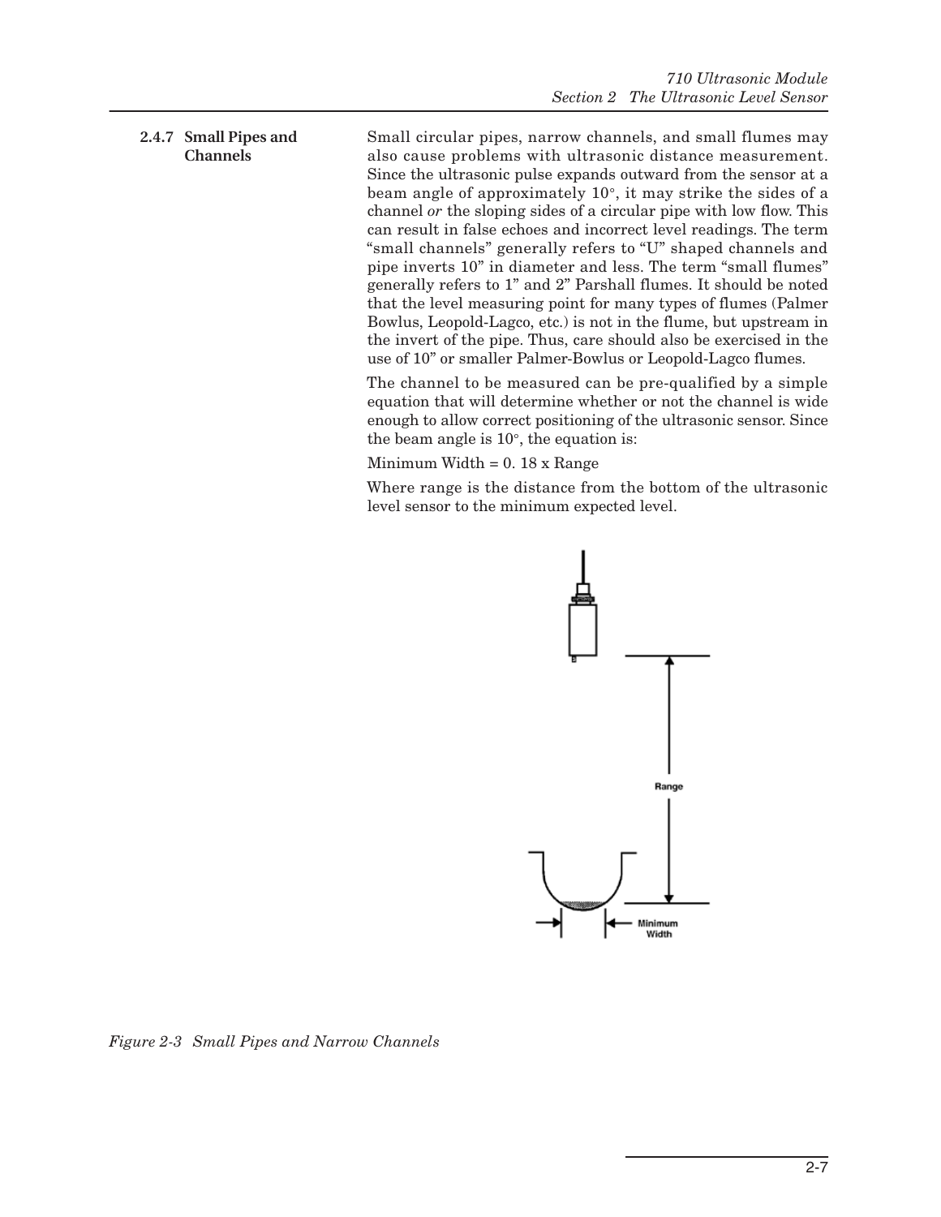### 2.4.7 Small Pipes and Channels

Small circular pipes, narrow channels, and small flumes may also cause problems with ultrasonic distance measurement. Since the ultrasonic pulse expands outward from the sensor at a beam angle of approximately 10°, it may strike the sides of a channel *or* the sloping sides of a circular pipe with low flow. This can result in false echoes and incorrect level readings. The term "small channels" generally refers to "U" shaped channels and pipe inverts 10" in diameter and less. The term "small flumes" generally refers to 1" and 2" Parshall flumes. It should be noted that the level measuring point for many types of flumes (Palmer Bowlus, Leopold-Lagco, etc.) is not in the flume, but upstream in the invert of the pipe. Thus, care should also be exercised in the use of 10" or smaller Palmer-Bowlus or Leopold-Lagco flumes.

The channel to be measured can be pre-qualified by a simple equation that will determine whether or not the channel is wide enough to allow correct positioning of the ultrasonic sensor. Since the beam angle is 10°, the equation is:

Minimum Width = 0. 18 x Range

Where range is the distance from the bottom of the ultrasonic level sensor to the minimum expected level.

Range

Minimum Width

*Figure 2-3 Small Pipes and Narrow Channels*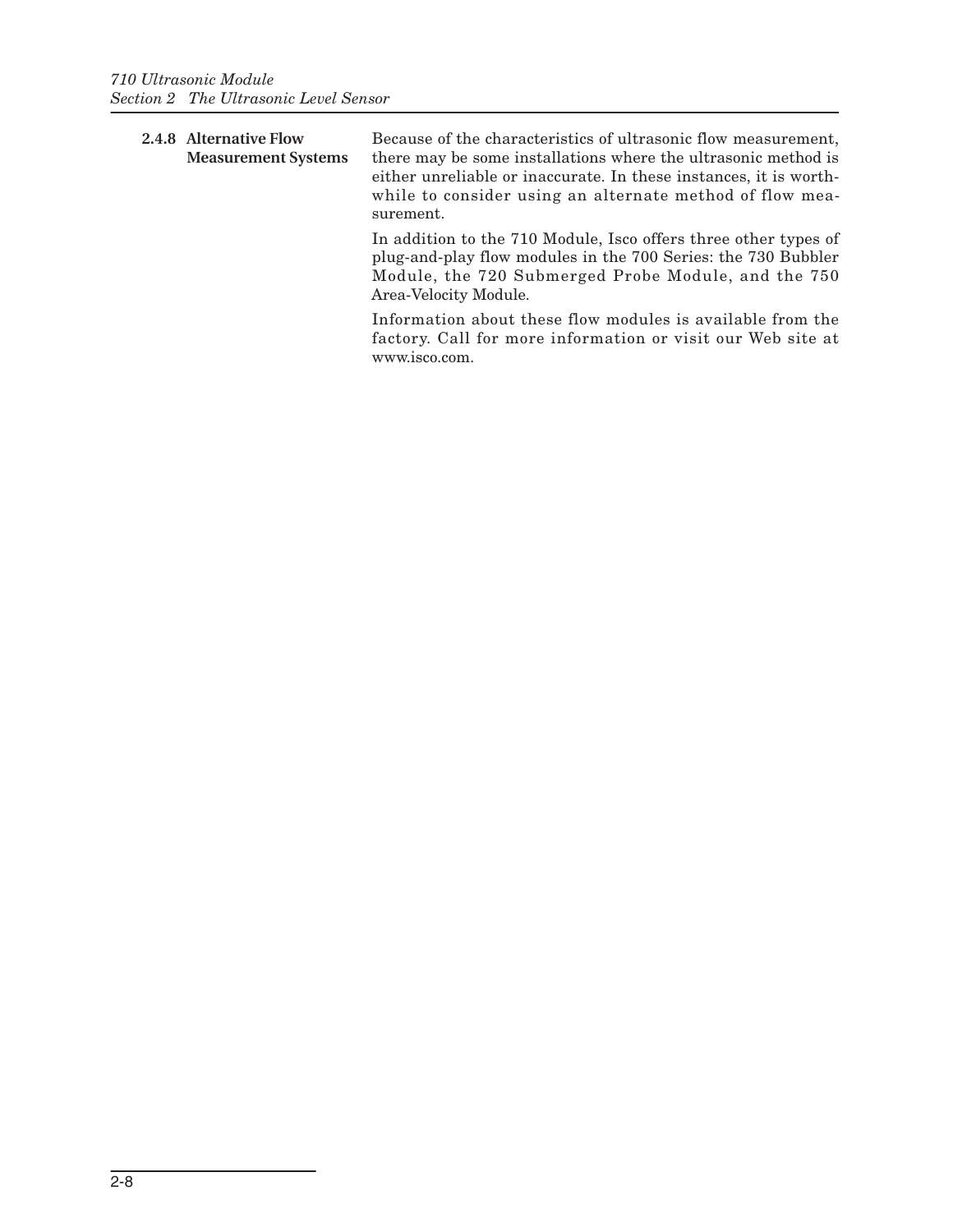### 2.4.8 Alternative Flow Measurement Systems

Because of the characteristics of ultrasonic flow measurement, there may be some installations where the ultrasonic method is either unreliable or inaccurate. In these instances, it is worthwhile to consider using an alternate method of flow measurement.

In addition to the 710 Module, Isco offers three other types of plug-and-play flow modules in the 700 Series: the 730 Bubbler Module, the 720 Submerged Probe Module, and the 750 Area-Velocity Module.

Information about these flow modules is available from the factory. Call for more information or visit our Web site at www.isco.com.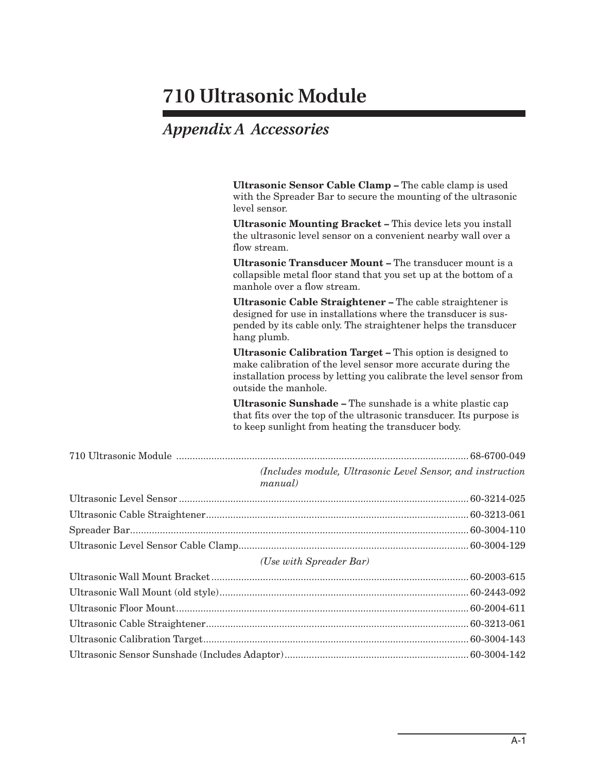# 710 Ultrasonic Module

## *Appendix A Accessories*

**Ultrasonic Sensor Cable Clamp –** The cable clamp is used with the Spreader Bar to secure the mounting of the ultrasonic level sensor.

**Ultrasonic Mounting Bracket –** This device lets you install the ultrasonic level sensor on a convenient nearby wall over a flow stream.

**Ultrasonic Transducer Mount –** The transducer mount is a collapsible metal floor stand that you set up at the bottom of a manhole over a flow stream.

**Ultrasonic Cable Straightener –** The cable straightener is designed for use in installations where the transducer is suspended by its cable only. The straightener helps the transducer hang plumb.

**Ultrasonic Calibration Target –** This option is designed to make calibration of the level sensor more accurate during the installation process by letting you calibrate the level sensor from outside the manhole.

**Ultrasonic Sunshade –** The sunshade is a white plastic cap that fits over the top of the ultrasonic transducer. Its purpose is to keep sunlight from heating the transducer body.

| Item | Part Number |
|---|---|
| 710 Ultrasonic Module *(Includes module, Ultrasonic Level Sensor, and instruction manual)* | 68-6700-049 |
| Ultrasonic Level Sensor | 60-3214-025 |
| Ultrasonic Cable Straightener | 60-3213-061 |
| Spreader Bar | 60-3004-110 |
| Ultrasonic Level Sensor Cable Clamp *(Use with Spreader Bar)* | 60-3004-129 |
| Ultrasonic Wall Mount Bracket | 60-2003-615 |
| Ultrasonic Wall Mount (old style) | 60-2443-092 |
| Ultrasonic Floor Mount | 60-2004-611 |
| Ultrasonic Cable Straightener | 60-3213-061 |
| Ultrasonic Calibration Target | 60-3004-143 |
| Ultrasonic Sensor Sunshade (Includes Adaptor) | 60-3004-142 |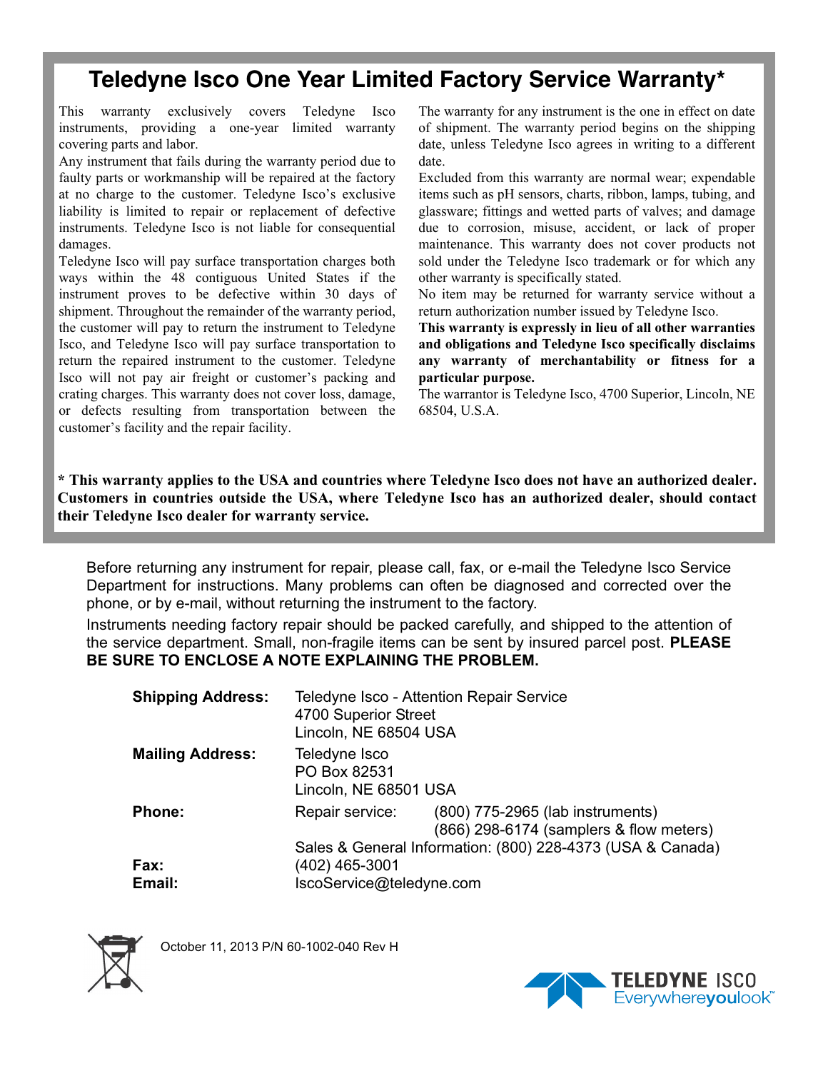# Teledyne Isco One Year Limited Factory Service Warranty*

This warranty exclusively covers Teledyne Isco instruments, providing a one-year limited warranty covering parts and labor.

Any instrument that fails during the warranty period due to faulty parts or workmanship will be repaired at the factory at no charge to the customer. Teledyne Isco's exclusive liability is limited to repair or replacement of defective instruments. Teledyne Isco is not liable for consequential damages.

Teledyne Isco will pay surface transportation charges both ways within the 48 contiguous United States if the instrument proves to be defective within 30 days of shipment. Throughout the remainder of the warranty period, the customer will pay to return the instrument to Teledyne Isco, and Teledyne Isco will pay surface transportation to return the repaired instrument to the customer. Teledyne Isco will not pay air freight or customer's packing and crating charges. This warranty does not cover loss, damage, or defects resulting from transportation between the customer's facility and the repair facility.

The warranty for any instrument is the one in effect on date of shipment. The warranty period begins on the shipping date, unless Teledyne Isco agrees in writing to a different date.

Excluded from this warranty are normal wear; expendable items such as pH sensors, charts, ribbon, lamps, tubing, and glassware; fittings and wetted parts of valves; and damage due to corrosion, misuse, accident, or lack of proper maintenance. This warranty does not cover products not sold under the Teledyne Isco trademark or for which any other warranty is specifically stated.

No item may be returned for warranty service without a return authorization number issued by Teledyne Isco.

**This warranty is expressly in lieu of all other warranties and obligations and Teledyne Isco specifically disclaims any warranty of merchantability or fitness for a particular purpose.**

The warrantor is Teledyne Isco, 4700 Superior, Lincoln, NE 68504, U.S.A.

**\* This warranty applies to the USA and countries where Teledyne Isco does not have an authorized dealer. Customers in countries outside the USA, where Teledyne Isco has an authorized dealer, should contact their Teledyne Isco dealer for warranty service.**

Before returning any instrument for repair, please call, fax, or e-mail the Teledyne Isco Service Department for instructions. Many problems can often be diagnosed and corrected over the phone, or by e-mail, without returning the instrument to the factory.

Instruments needing factory repair should be packed carefully, and shipped to the attention of the service department. Small, non-fragile items can be sent by insured parcel post. **PLEASE BE SURE TO ENCLOSE A NOTE EXPLAINING THE PROBLEM.**

| | | |
|---|---|---|
| **Shipping Address:** | Teledyne Isco - Attention Repair Service<br>4700 Superior Street<br>Lincoln, NE 68504 USA | |
| **Mailing Address:** | Teledyne Isco<br>PO Box 82531<br>Lincoln, NE 68501 USA | |
| **Phone:** | Repair service: | (800) 775-2965 (lab instruments)<br>(866) 298-6174 (samplers & flow meters) |
| | Sales & General Information: (800) 228-4373 (USA & Canada) | |
| **Fax:** | (402) 465-3001 | |
| **Email:** | IscoService@teledyne.com | |

October 11, 2013 P/N 60-1002-040 Rev H

TELEDYNE ISCO
Everywhereyoulook™